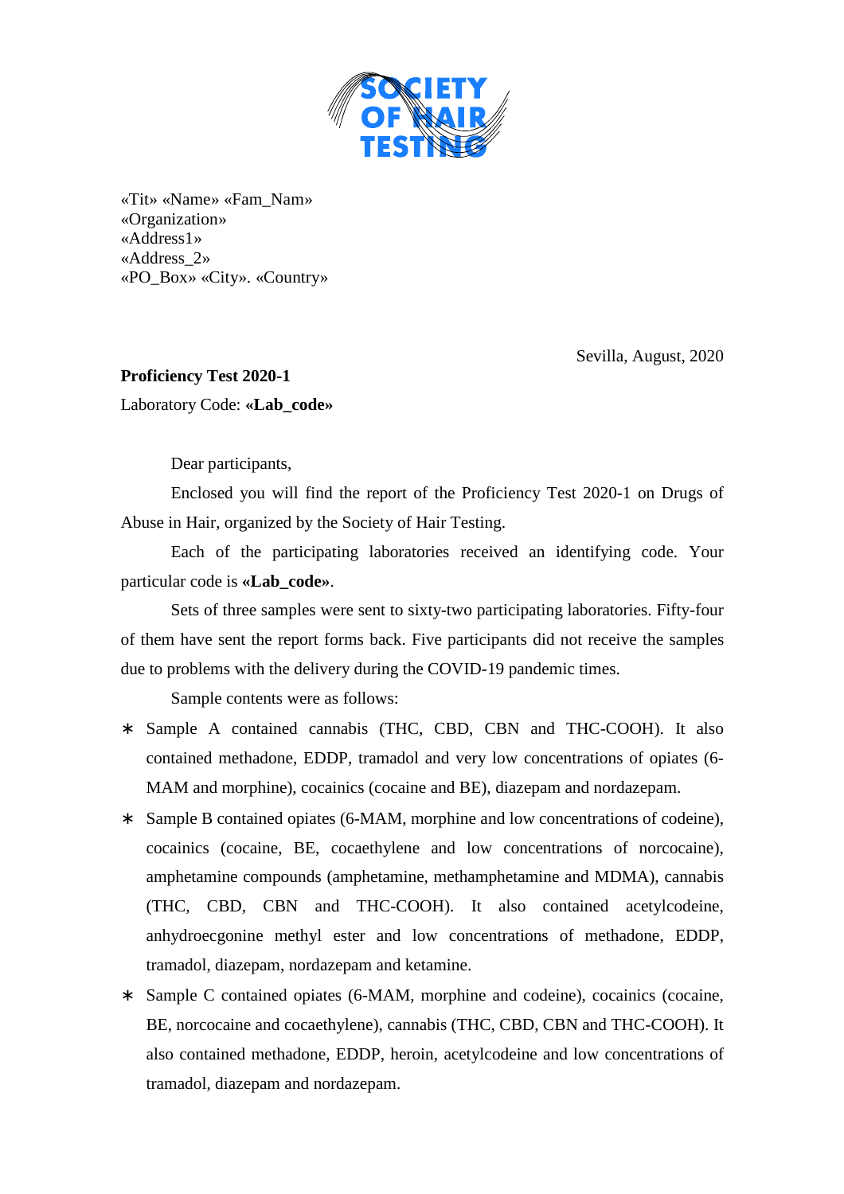SOCIETY OF HAIR TESTING

«Tit» «Name» «Fam_Nam»
«Organization»
«Address1»
«Address_2»
«PO_Box» «City». «Country»

Sevilla, August, 2020

**Proficiency Test 2020-1**

Laboratory Code: **«Lab_code»**

Dear participants,

Enclosed you will find the report of the Proficiency Test 2020-1 on Drugs of Abuse in Hair, organized by the Society of Hair Testing.

Each of the participating laboratories received an identifying code. Your particular code is **«Lab_code»**.

Sets of three samples were sent to sixty-two participating laboratories. Fifty-four of them have sent the report forms back. Five participants did not receive the samples due to problems with the delivery during the COVID-19 pandemic times.

Sample contents were as follows:

- Sample A contained cannabis (THC, CBD, CBN and THC-COOH). It also contained methadone, EDDP, tramadol and very low concentrations of opiates (6-MAM and morphine), cocainics (cocaine and BE), diazepam and nordazepam.
- Sample B contained opiates (6-MAM, morphine and low concentrations of codeine), cocainics (cocaine, BE, cocaethylene and low concentrations of norcocaine), amphetamine compounds (amphetamine, methamphetamine and MDMA), cannabis (THC, CBD, CBN and THC-COOH). It also contained acetylcodeine, anhydroecgonine methyl ester and low concentrations of methadone, EDDP, tramadol, diazepam, nordazepam and ketamine.
- Sample C contained opiates (6-MAM, morphine and codeine), cocainics (cocaine, BE, norcocaine and cocaethylene), cannabis (THC, CBD, CBN and THC-COOH). It also contained methadone, EDDP, heroin, acetylcodeine and low concentrations of tramadol, diazepam and nordazepam.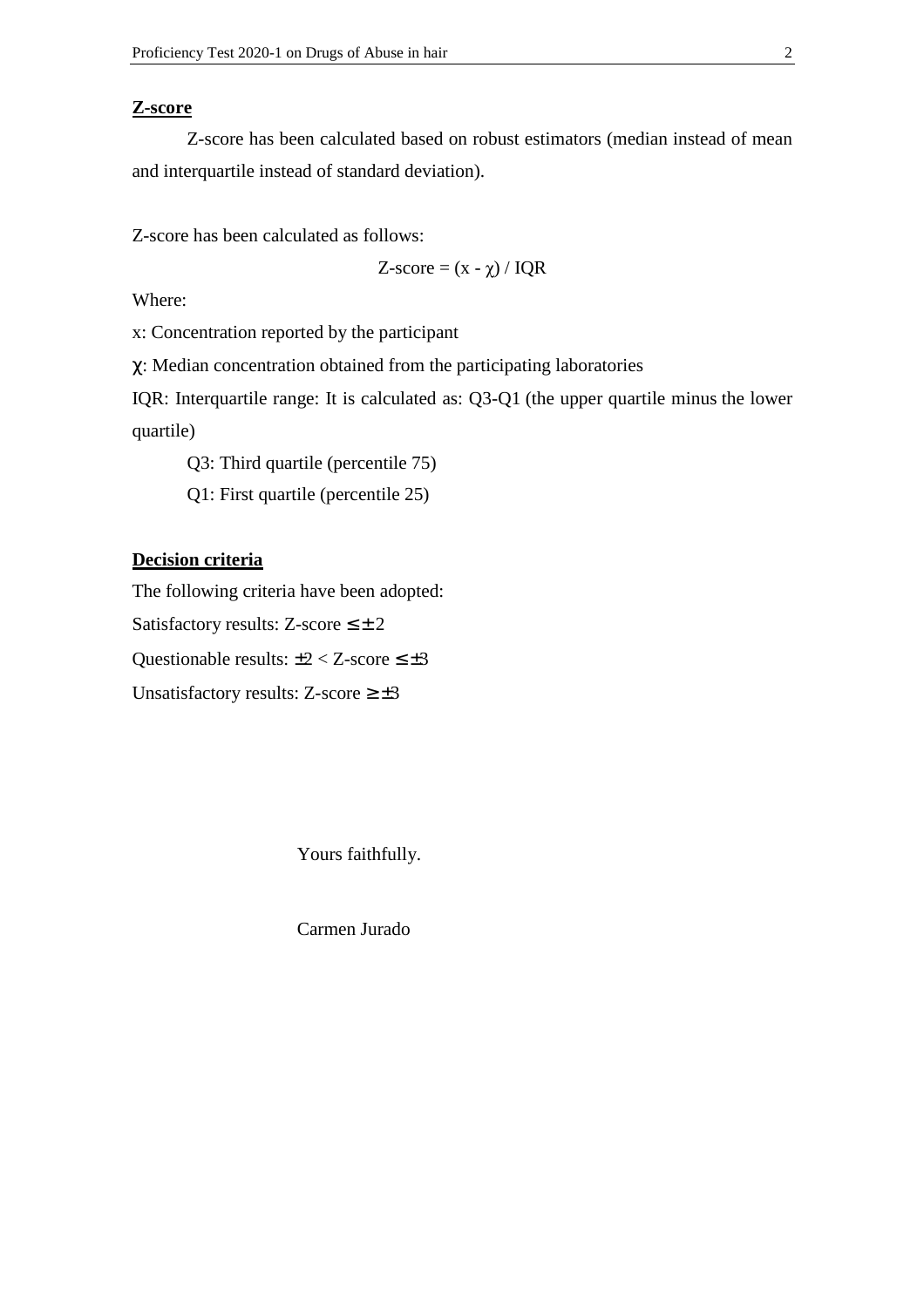## Z-score

Z-score has been calculated based on robust estimators (median instead of mean and interquartile instead of standard deviation).

Z-score has been calculated as follows:

$$\text{Z-score} = (x - \chi) / \text{IQR}$$

Where:

x: Concentration reported by the participant

$\chi$: Median concentration obtained from the participating laboratories

IQR: Interquartile range: It is calculated as: Q3-Q1 (the upper quartile minus the lower quartile)

Q3: Third quartile (percentile 75)

Q1: First quartile (percentile 25)

## Decision criteria

The following criteria have been adopted:

Satisfactory results: Z-score $\leq \pm 2$

Questionable results: $\pm 2 <$ Z-score $\leq \pm 3$

Unsatisfactory results: Z-score $\geq \pm 3$

Yours faithfully.

Carmen Jurado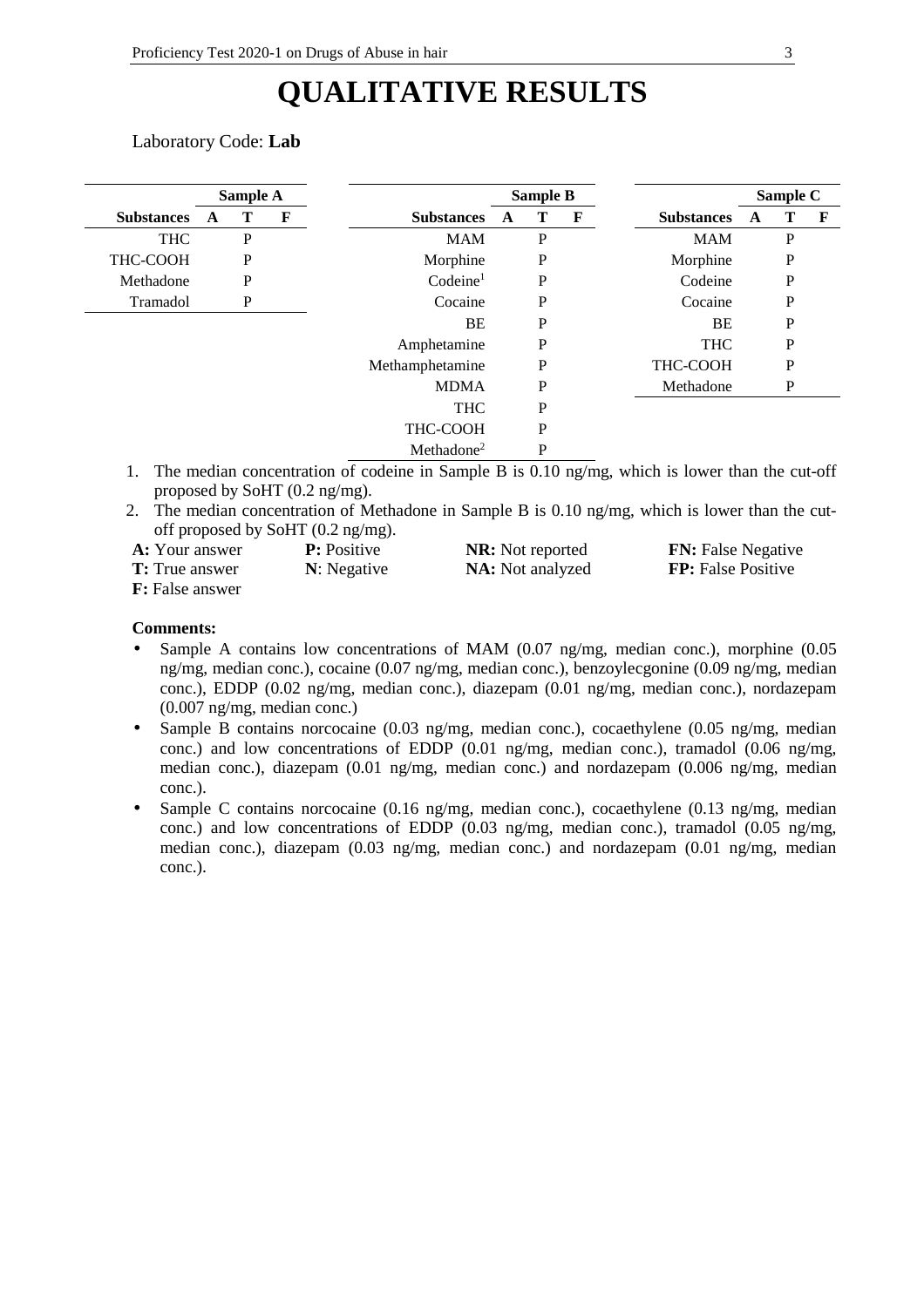# QUALITATIVE RESULTS

Laboratory Code: **Lab**

| | Sample A | | |
|---|---|---|---|
| **Substances** | **A** | **T** | **F** |
| THC | | P | |
| THC-COOH | | P | |
| Methadone | | P | |
| Tramadol | | P | |

| | Sample B | | |
|---|---|---|---|
| **Substances** | **A** | **T** | **F** |
| MAM | | P | |
| Morphine | | P | |
| Codeine[1] | | P | |
| Cocaine | | P | |
| BE | | P | |
| Amphetamine | | P | |
| Methamphetamine | | P | |
| MDMA | | P | |
| THC | | P | |
| THC-COOH | | P | |
| Methadone[2] | | P | |

| | Sample C | | |
|---|---|---|---|
| **Substances** | **A** | **T** | **F** |
| MAM | | P | |
| Morphine | | P | |
| Codeine | | P | |
| Cocaine | | P | |
| BE | | P | |
| THC | | P | |
| THC-COOH | | P | |
| Methadone | | P | |

1. The median concentration of codeine in Sample B is 0.10 ng/mg, which is lower than the cut-off proposed by SoHT (0.2 ng/mg).
2. The median concentration of Methadone in Sample B is 0.10 ng/mg, which is lower than the cut-off proposed by SoHT (0.2 ng/mg).

**A:** Your answer **P:** Positive **NR:** Not reported **FN:** False Negative
**T:** True answer **N**: Negative **NA:** Not analyzed **FP:** False Positive
**F:** False answer

**Comments:**

- Sample A contains low concentrations of MAM (0.07 ng/mg, median conc.), morphine (0.05 ng/mg, median conc.), cocaine (0.07 ng/mg, median conc.), benzoylecgonine (0.09 ng/mg, median conc.), EDDP (0.02 ng/mg, median conc.), diazepam (0.01 ng/mg, median conc.), nordazepam (0.007 ng/mg, median conc.)
- Sample B contains norcocaine (0.03 ng/mg, median conc.), cocaethylene (0.05 ng/mg, median conc.) and low concentrations of EDDP (0.01 ng/mg, median conc.), tramadol (0.06 ng/mg, median conc.), diazepam (0.01 ng/mg, median conc.) and nordazepam (0.006 ng/mg, median conc.).
- Sample C contains norcocaine (0.16 ng/mg, median conc.), cocaethylene (0.13 ng/mg, median conc.) and low concentrations of EDDP (0.03 ng/mg, median conc.), tramadol (0.05 ng/mg, median conc.), diazepam (0.03 ng/mg, median conc.) and nordazepam (0.01 ng/mg, median conc.).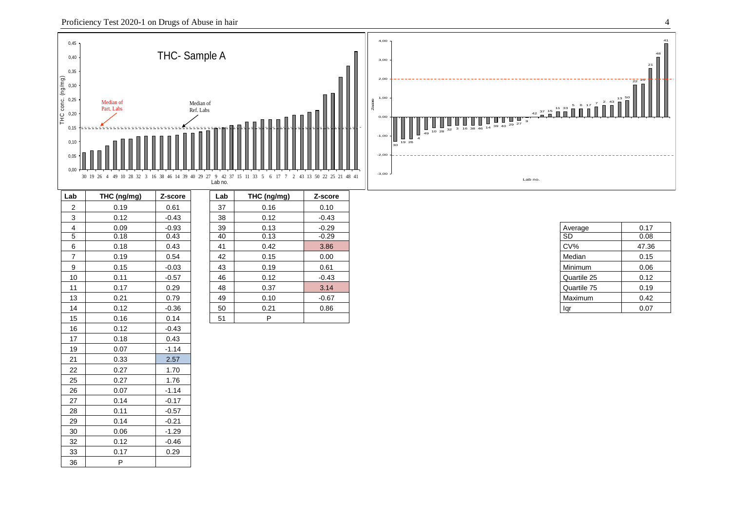THC- Sample A

Median of Part. Labs

Median of Ref. Labs

| Lab | THC (ng/mg) | Z-score |
|---|---|---|
| 2 | 0.19 | 0.61 |
| 3 | 0.12 | -0.43 |
| 4 | 0.09 | -0.93 |
| 5 | 0.18 | 0.43 |
| 6 | 0.18 | 0.43 |
| 7 | 0.19 | 0.54 |
| 9 | 0.15 | -0.03 |
| 10 | 0.11 | -0.57 |
| 11 | 0.17 | 0.29 |
| 13 | 0.21 | 0.79 |
| 14 | 0.12 | -0.36 |
| 15 | 0.16 | 0.14 |
| 16 | 0.12 | -0.43 |
| 17 | 0.18 | 0.43 |
| 19 | 0.07 | -1.14 |
| 21 | 0.33 | 2.57 |
| 22 | 0.27 | 1.70 |
| 25 | 0.27 | 1.76 |
| 26 | 0.07 | -1.14 |
| 27 | 0.14 | -0.17 |
| 28 | 0.11 | -0.57 |
| 29 | 0.14 | -0.21 |
| 30 | 0.06 | -1.29 |
| 32 | 0.12 | -0.46 |
| 33 | 0.17 | 0.29 |
| 36 | P | |
| 37 | 0.16 | 0.10 |
| 38 | 0.12 | -0.43 |
| 39 | 0.13 | -0.29 |
| 40 | 0.13 | -0.29 |
| 41 | 0.42 | 3.86 |
| 42 | 0.15 | 0.00 |
| 43 | 0.19 | 0.61 |
| 46 | 0.12 | -0.43 |
| 48 | 0.37 | 3.14 |
| 49 | 0.10 | -0.67 |
| 50 | 0.21 | 0.86 |
| 51 | P | |

| | |
|---|---|
| Average | 0.17 |
| SD | 0.08 |
| CV% | 47.36 |
| Median | 0.15 |
| Minimum | 0.06 |
| Quartile 25 | 0.12 |
| Quartile 75 | 0.19 |
| Maximum | 0.42 |
| Iqr | 0.07 |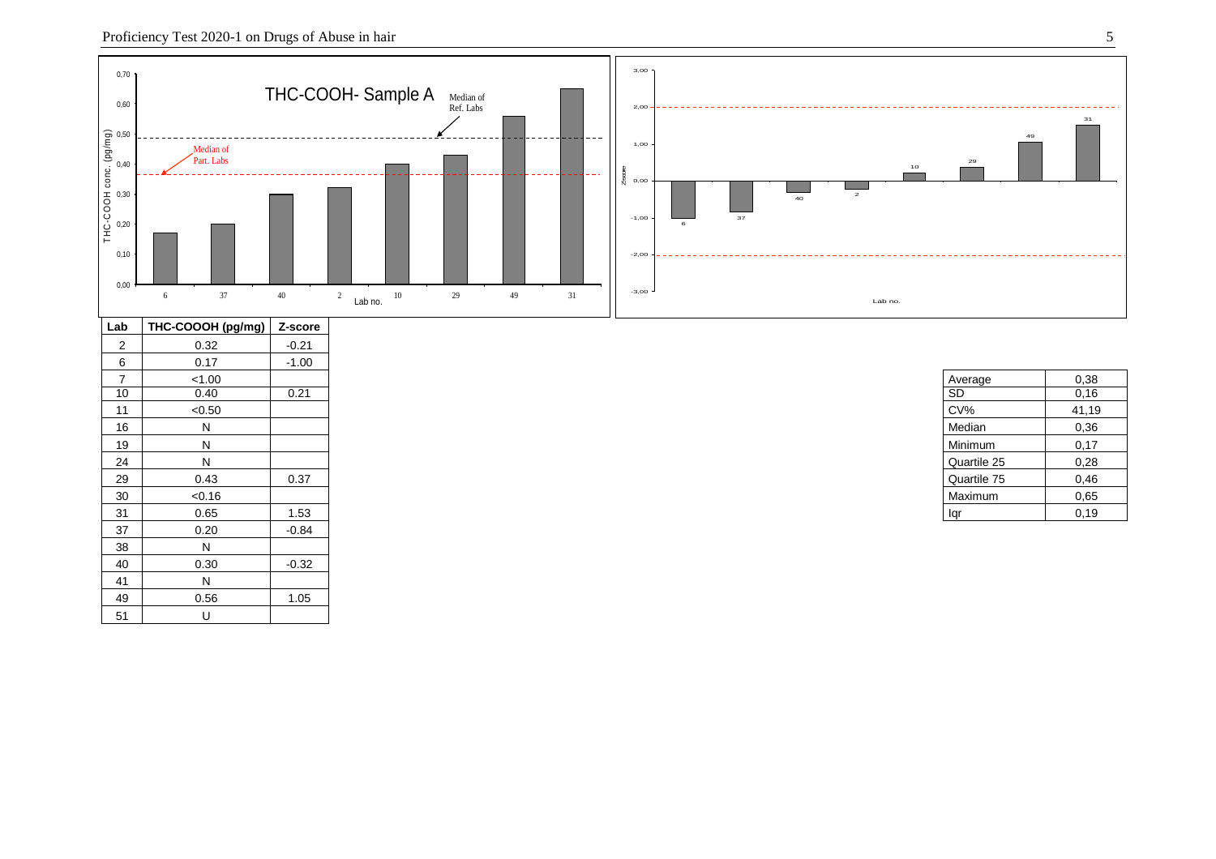| Lab | THC-COOOH (pg/mg) | Z-score |
|---|---|---|
| 2 | 0.32 | -0.21 |
| 6 | 0.17 | -1.00 |
| 7 | <1.00 | |
| 10 | 0.40 | 0.21 |
| 11 | <0.50 | |
| 16 | N | |
| 19 | N | |
| 24 | N | |
| 29 | 0.43 | 0.37 |
| 30 | <0.16 | |
| 31 | 0.65 | 1.53 |
| 37 | 0.20 | -0.84 |
| 38 | N | |
| 40 | 0.30 | -0.32 |
| 41 | N | |
| 49 | 0.56 | 1.05 |
| 51 | U | |

| | |
|---|---|
| Average | 0,38 |
| SD | 0,16 |
| CV% | 41,19 |
| Median | 0,36 |
| Minimum | 0,17 |
| Quartile 25 | 0,28 |
| Quartile 75 | 0,46 |
| Maximum | 0,65 |
| Iqr | 0,19 |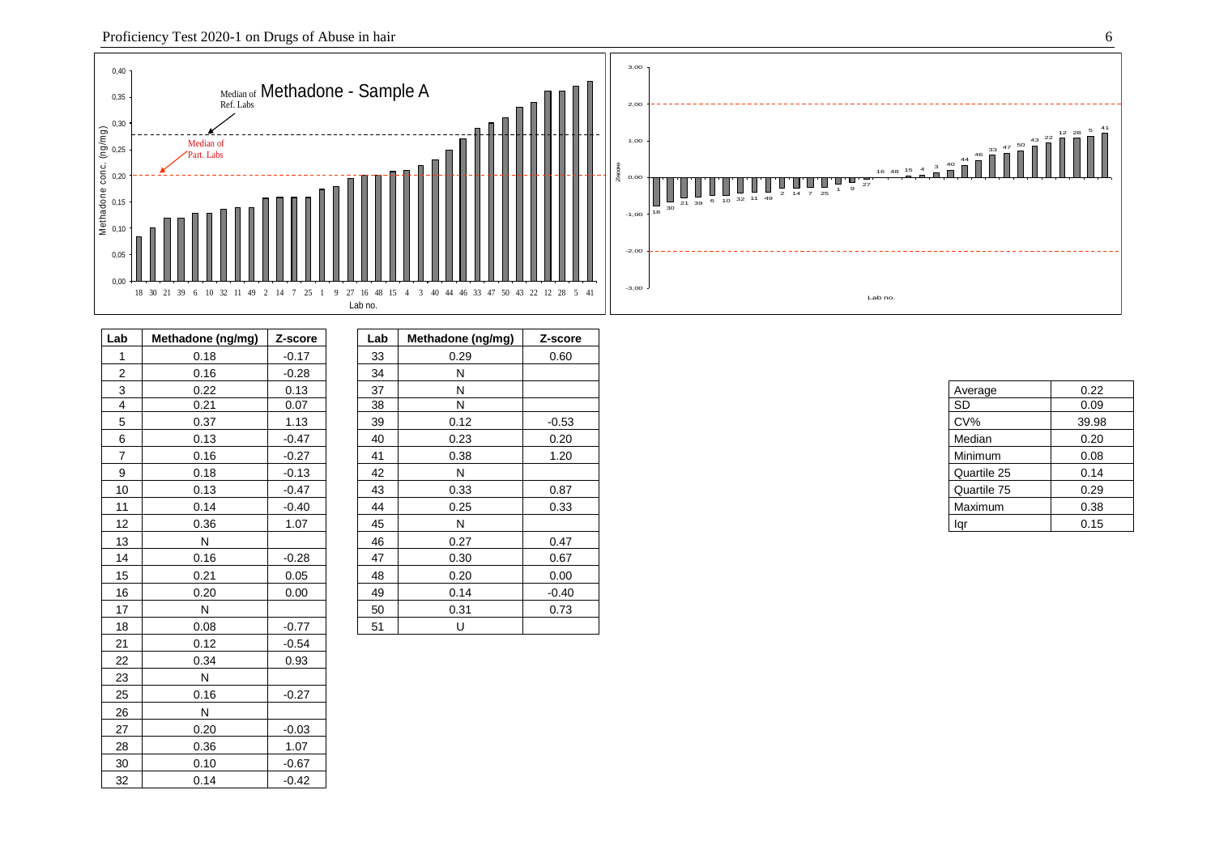| Lab | Methadone (ng/mg) | Z-score |
|---|---|---|
| 1 | 0.18 | -0.17 |
| 2 | 0.16 | -0.28 |
| 3 | 0.22 | 0.13 |
| 4 | 0.21 | 0.07 |
| 5 | 0.37 | 1.13 |
| 6 | 0.13 | -0.47 |
| 7 | 0.16 | -0.27 |
| 9 | 0.18 | -0.13 |
| 10 | 0.13 | -0.47 |
| 11 | 0.14 | -0.40 |
| 12 | 0.36 | 1.07 |
| 13 | N | |
| 14 | 0.16 | -0.28 |
| 15 | 0.21 | 0.05 |
| 16 | 0.20 | 0.00 |
| 17 | N | |
| 18 | 0.08 | -0.77 |
| 21 | 0.12 | -0.54 |
| 22 | 0.34 | 0.93 |
| 23 | N | |
| 25 | 0.16 | -0.27 |
| 26 | N | |
| 27 | 0.20 | -0.03 |
| 28 | 0.36 | 1.07 |
| 30 | 0.10 | -0.67 |
| 32 | 0.14 | -0.42 |
| 33 | 0.29 | 0.60 |
| 34 | N | |
| 37 | N | |
| 38 | N | |
| 39 | 0.12 | -0.53 |
| 40 | 0.23 | 0.20 |
| 41 | 0.38 | 1.20 |
| 42 | N | |
| 43 | 0.33 | 0.87 |
| 44 | 0.25 | 0.33 |
| 45 | N | |
| 46 | 0.27 | 0.47 |
| 47 | 0.30 | 0.67 |
| 48 | 0.20 | 0.00 |
| 49 | 0.14 | -0.40 |
| 50 | 0.31 | 0.73 |
| 51 | U | |

| | |
|---|---|
| Average | 0.22 |
| SD | 0.09 |
| CV% | 39.98 |
| Median | 0.20 |
| Minimum | 0.08 |
| Quartile 25 | 0.14 |
| Quartile 75 | 0.29 |
| Maximum | 0.38 |
| Iqr | 0.15 |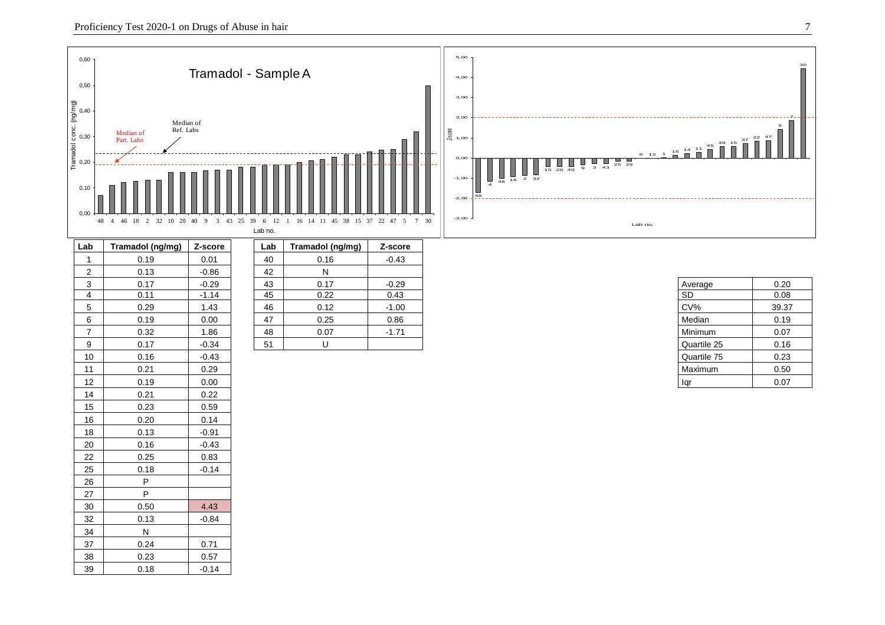Tramadol - Sample A

| Lab | Tramadol (ng/mg) | Z-score |
|---|---|---|
| 1 | 0.19 | 0.01 |
| 2 | 0.13 | -0.86 |
| 3 | 0.17 | -0.29 |
| 4 | 0.11 | -1.14 |
| 5 | 0.29 | 1.43 |
| 6 | 0.19 | 0.00 |
| 7 | 0.32 | 1.86 |
| 9 | 0.17 | -0.34 |
| 10 | 0.16 | -0.43 |
| 11 | 0.21 | 0.29 |
| 12 | 0.19 | 0.00 |
| 14 | 0.21 | 0.22 |
| 15 | 0.23 | 0.59 |
| 16 | 0.20 | 0.14 |
| 18 | 0.13 | -0.91 |
| 20 | 0.16 | -0.43 |
| 22 | 0.25 | 0.83 |
| 25 | 0.18 | -0.14 |
| 26 | P | |
| 27 | P | |
| 30 | 0.50 | 4.43 |
| 32 | 0.13 | -0.84 |
| 34 | N | |
| 37 | 0.24 | 0.71 |
| 38 | 0.23 | 0.57 |
| 39 | 0.18 | -0.14 |
| 40 | 0.16 | -0.43 |
| 42 | N | |
| 43 | 0.17 | -0.29 |
| 45 | 0.22 | 0.43 |
| 46 | 0.12 | -1.00 |
| 47 | 0.25 | 0.86 |
| 48 | 0.07 | -1.71 |
| 51 | U | |

| | |
|---|---|
| Average | 0.20 |
| SD | 0.08 |
| CV% | 39.37 |
| Median | 0.19 |
| Minimum | 0.07 |
| Quartile 25 | 0.16 |
| Quartile 75 | 0.23 |
| Maximum | 0.50 |
| Iqr | 0.07 |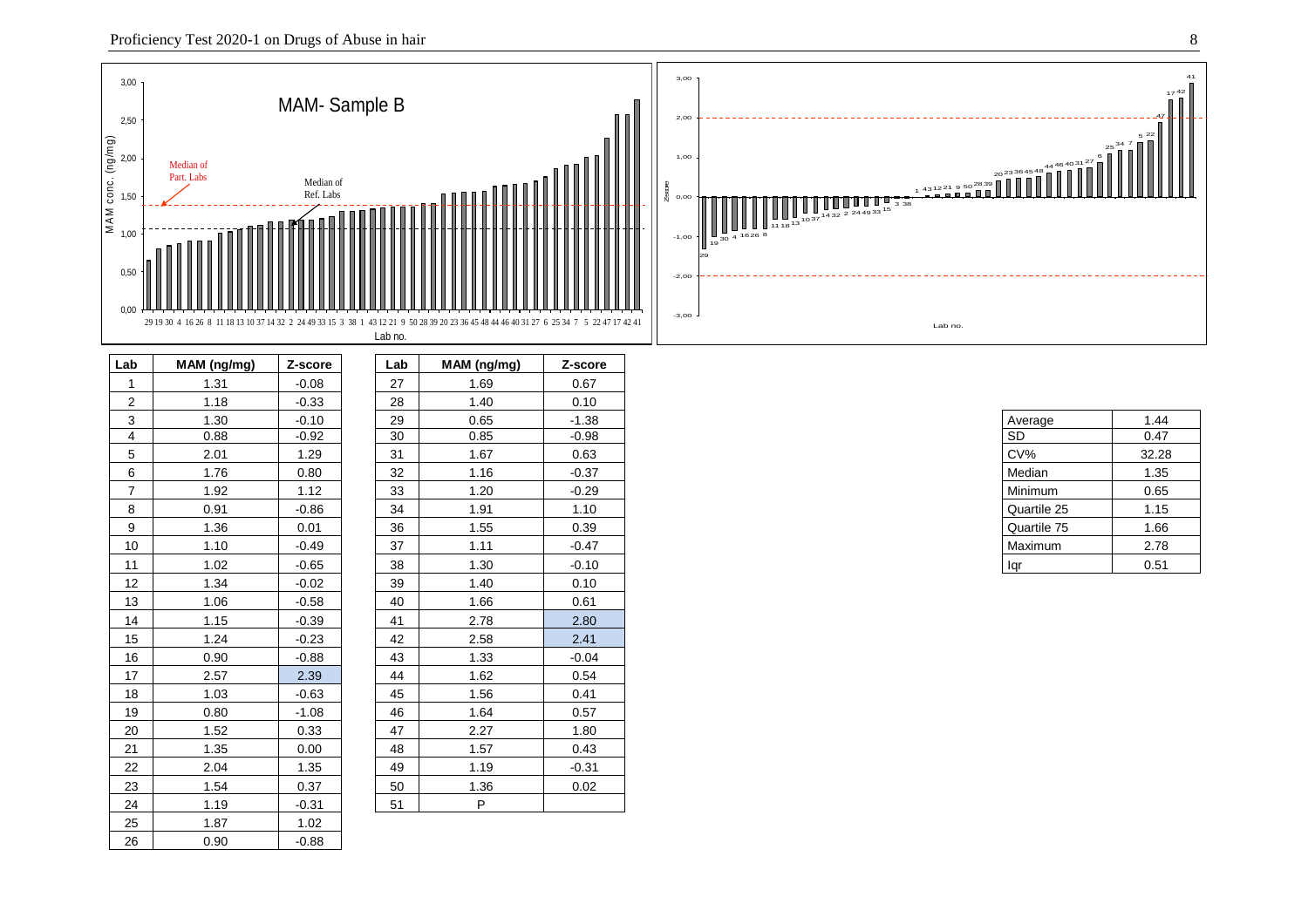MAM- Sample B

| Lab | MAM (ng/mg) | Z-score |
|---|---|---|
| 1 | 1.31 | -0.08 |
| 2 | 1.18 | -0.33 |
| 3 | 1.30 | -0.10 |
| 4 | 0.88 | -0.92 |
| 5 | 2.01 | 1.29 |
| 6 | 1.76 | 0.80 |
| 7 | 1.92 | 1.12 |
| 8 | 0.91 | -0.86 |
| 9 | 1.36 | 0.01 |
| 10 | 1.10 | -0.49 |
| 11 | 1.02 | -0.65 |
| 12 | 1.34 | -0.02 |
| 13 | 1.06 | -0.58 |
| 14 | 1.15 | -0.39 |
| 15 | 1.24 | -0.23 |
| 16 | 0.90 | -0.88 |
| 17 | 2.57 | 2.39 |
| 18 | 1.03 | -0.63 |
| 19 | 0.80 | -1.08 |
| 20 | 1.52 | 0.33 |
| 21 | 1.35 | 0.00 |
| 22 | 2.04 | 1.35 |
| 23 | 1.54 | 0.37 |
| 24 | 1.19 | -0.31 |
| 25 | 1.87 | 1.02 |
| 26 | 0.90 | -0.88 |

| Lab | MAM (ng/mg) | Z-score |
|---|---|---|
| 27 | 1.69 | 0.67 |
| 28 | 1.40 | 0.10 |
| 29 | 0.65 | -1.38 |
| 30 | 0.85 | -0.98 |
| 31 | 1.67 | 0.63 |
| 32 | 1.16 | -0.37 |
| 33 | 1.20 | -0.29 |
| 34 | 1.91 | 1.10 |
| 36 | 1.55 | 0.39 |
| 37 | 1.11 | -0.47 |
| 38 | 1.30 | -0.10 |
| 39 | 1.40 | 0.10 |
| 40 | 1.66 | 0.61 |
| 41 | 2.78 | 2.80 |
| 42 | 2.58 | 2.41 |
| 43 | 1.33 | -0.04 |
| 44 | 1.62 | 0.54 |
| 45 | 1.56 | 0.41 |
| 46 | 1.64 | 0.57 |
| 47 | 2.27 | 1.80 |
| 48 | 1.57 | 0.43 |
| 49 | 1.19 | -0.31 |
| 50 | 1.36 | 0.02 |
| 51 | P | |

| Statistic | Value |
|---|---|
| Average | 1.44 |
| SD | 0.47 |
| CV% | 32.28 |
| Median | 1.35 |
| Minimum | 0.65 |
| Quartile 25 | 1.15 |
| Quartile 75 | 1.66 |
| Maximum | 2.78 |
| Iqr | 0.51 |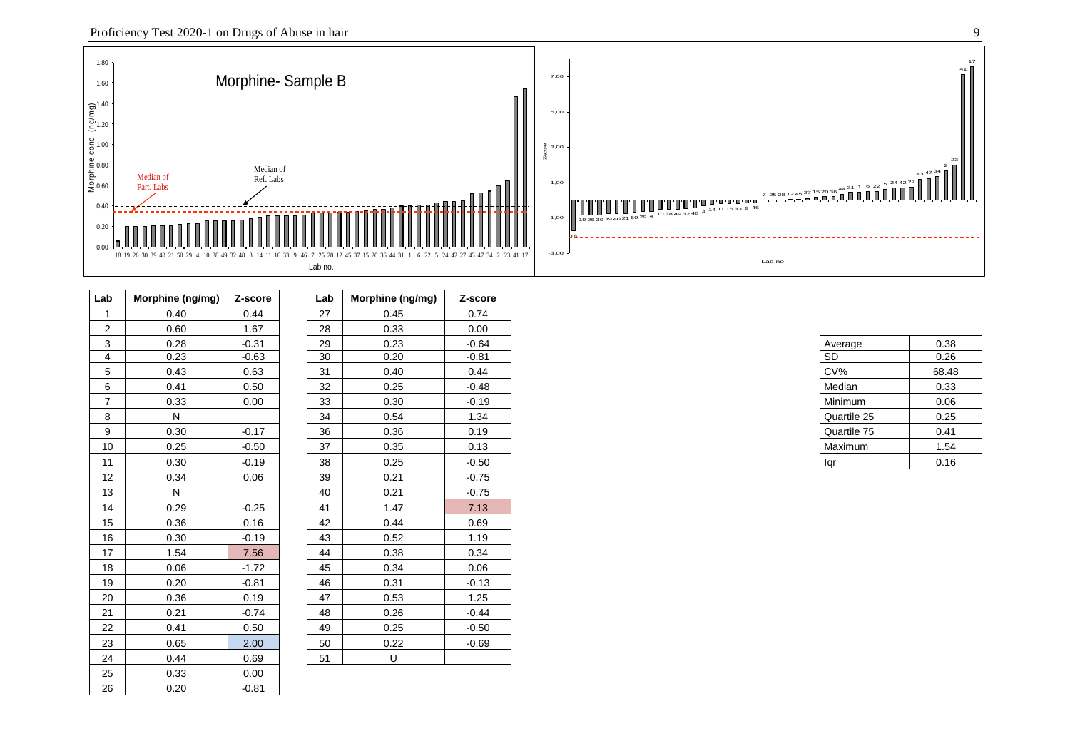Morphine- Sample B

| Lab | Morphine (ng/mg) | Z-score |
|---|---|---|
| 1 | 0.40 | 0.44 |
| 2 | 0.60 | 1.67 |
| 3 | 0.28 | -0.31 |
| 4 | 0.23 | -0.63 |
| 5 | 0.43 | 0.63 |
| 6 | 0.41 | 0.50 |
| 7 | 0.33 | 0.00 |
| 8 | N | |
| 9 | 0.30 | -0.17 |
| 10 | 0.25 | -0.50 |
| 11 | 0.30 | -0.19 |
| 12 | 0.34 | 0.06 |
| 13 | N | |
| 14 | 0.29 | -0.25 |
| 15 | 0.36 | 0.16 |
| 16 | 0.30 | -0.19 |
| 17 | 1.54 | 7.56 |
| 18 | 0.06 | -1.72 |
| 19 | 0.20 | -0.81 |
| 20 | 0.36 | 0.19 |
| 21 | 0.21 | -0.74 |
| 22 | 0.41 | 0.50 |
| 23 | 0.65 | 2.00 |
| 24 | 0.44 | 0.69 |
| 25 | 0.33 | 0.00 |
| 26 | 0.20 | -0.81 |
| 27 | 0.45 | 0.74 |
| 28 | 0.33 | 0.00 |
| 29 | 0.23 | -0.64 |
| 30 | 0.20 | -0.81 |
| 31 | 0.40 | 0.44 |
| 32 | 0.25 | -0.48 |
| 33 | 0.30 | -0.19 |
| 34 | 0.54 | 1.34 |
| 36 | 0.36 | 0.19 |
| 37 | 0.35 | 0.13 |
| 38 | 0.25 | -0.50 |
| 39 | 0.21 | -0.75 |
| 40 | 0.21 | -0.75 |
| 41 | 1.47 | 7.13 |
| 42 | 0.44 | 0.69 |
| 43 | 0.52 | 1.19 |
| 44 | 0.38 | 0.34 |
| 45 | 0.34 | 0.06 |
| 46 | 0.31 | -0.13 |
| 47 | 0.53 | 1.25 |
| 48 | 0.26 | -0.44 |
| 49 | 0.25 | -0.50 |
| 50 | 0.22 | -0.69 |
| 51 | U | |

| | |
|---|---|
| Average | 0.38 |
| SD | 0.26 |
| CV% | 68.48 |
| Median | 0.33 |
| Minimum | 0.06 |
| Quartile 25 | 0.25 |
| Quartile 75 | 0.41 |
| Maximum | 1.54 |
| Iqr | 0.16 |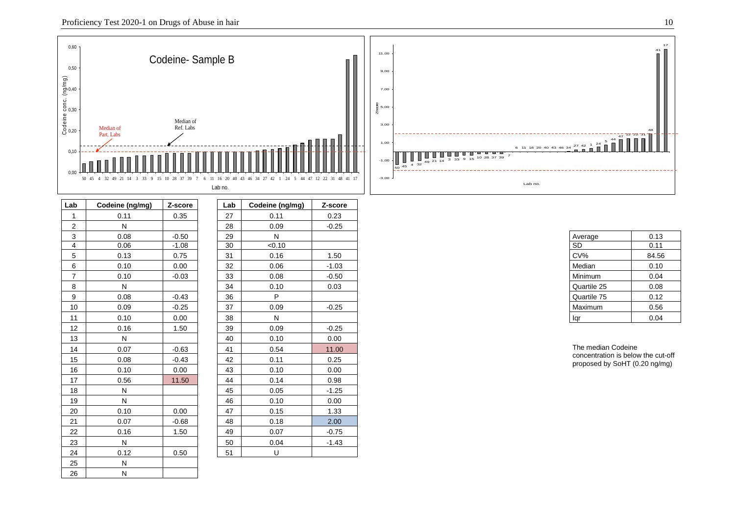| Lab | Codeine (ng/mg) | Z-score |
|---|---|---|
| 1 | 0.11 | 0.35 |
| 2 | N | |
| 3 | 0.08 | -0.50 |
| 4 | 0.06 | -1.08 |
| 5 | 0.13 | 0.75 |
| 6 | 0.10 | 0.00 |
| 7 | 0.10 | -0.03 |
| 8 | N | |
| 9 | 0.08 | -0.43 |
| 10 | 0.09 | -0.25 |
| 11 | 0.10 | 0.00 |
| 12 | 0.16 | 1.50 |
| 13 | N | |
| 14 | 0.07 | -0.63 |
| 15 | 0.08 | -0.43 |
| 16 | 0.10 | 0.00 |
| 17 | 0.56 | 11.50 |
| 18 | N | |
| 19 | N | |
| 20 | 0.10 | 0.00 |
| 21 | 0.07 | -0.68 |
| 22 | 0.16 | 1.50 |
| 23 | N | |
| 24 | 0.12 | 0.50 |
| 25 | N | |
| 26 | N | |
| 27 | 0.11 | 0.23 |
| 28 | 0.09 | -0.25 |
| 29 | N | |
| 30 | <0.10 | |
| 31 | 0.16 | 1.50 |
| 32 | 0.06 | -1.03 |
| 33 | 0.08 | -0.50 |
| 34 | 0.10 | 0.03 |
| 36 | P | |
| 37 | 0.09 | -0.25 |
| 38 | N | |
| 39 | 0.09 | -0.25 |
| 40 | 0.10 | 0.00 |
| 41 | 0.54 | 11.00 |
| 42 | 0.11 | 0.25 |
| 43 | 0.10 | 0.00 |
| 44 | 0.14 | 0.98 |
| 45 | 0.05 | -1.25 |
| 46 | 0.10 | 0.00 |
| 47 | 0.15 | 1.33 |
| 48 | 0.18 | 2.00 |
| 49 | 0.07 | -0.75 |
| 50 | 0.04 | -1.43 |
| 51 | U | |

| Statistic | Value |
|---|---|
| Average | 0.13 |
| SD | 0.11 |
| CV% | 84.56 |
| Median | 0.10 |
| Minimum | 0.04 |
| Quartile 25 | 0.08 |
| Quartile 75 | 0.12 |
| Maximum | 0.56 |
| Iqr | 0.04 |

The median Codeine concentration is below the cut-off proposed by SoHT (0.20 ng/mg)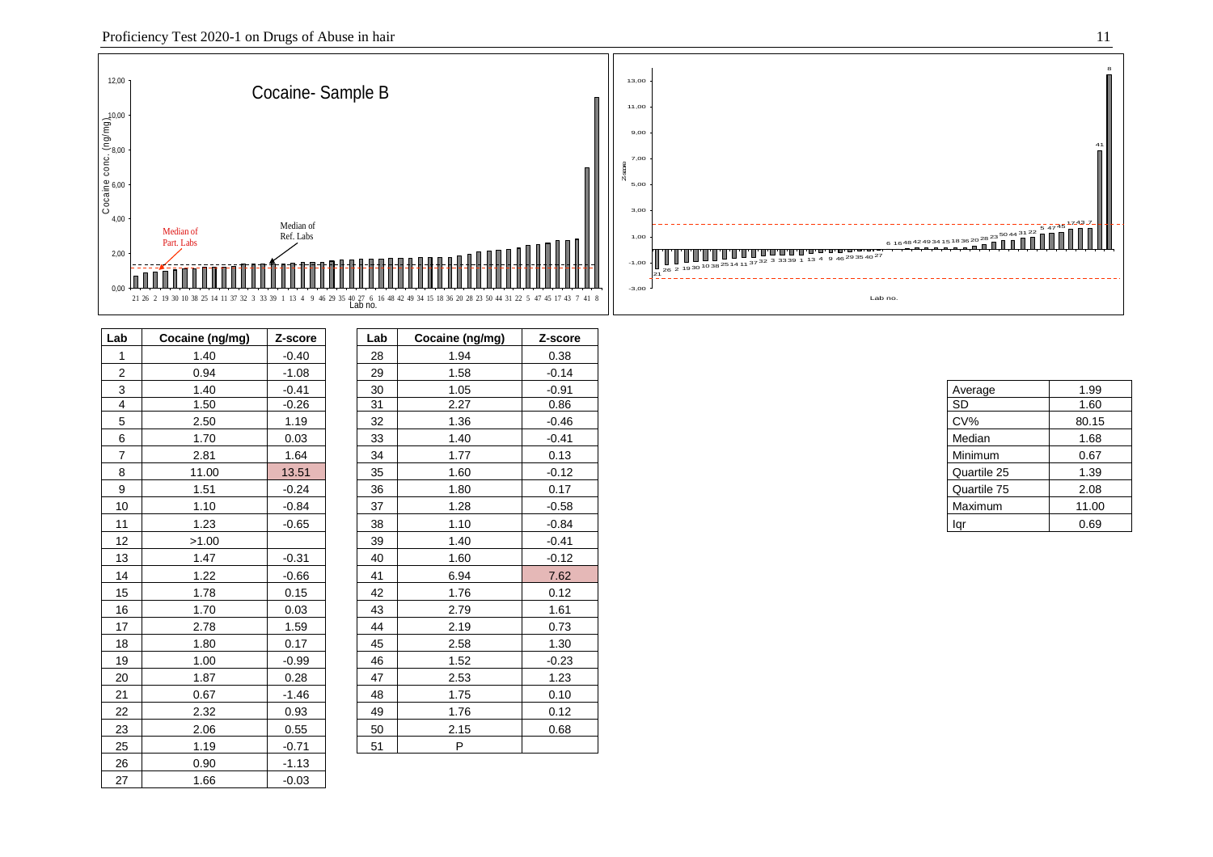| Lab | Cocaine (ng/mg) | Z-score |
|---|---|---|
| 1 | 1.40 | -0.40 |
| 2 | 0.94 | -1.08 |
| 3 | 1.40 | -0.41 |
| 4 | 1.50 | -0.26 |
| 5 | 2.50 | 1.19 |
| 6 | 1.70 | 0.03 |
| 7 | 2.81 | 1.64 |
| 8 | 11.00 | 13.51 |
| 9 | 1.51 | -0.24 |
| 10 | 1.10 | -0.84 |
| 11 | 1.23 | -0.65 |
| 12 | >1.00 | |
| 13 | 1.47 | -0.31 |
| 14 | 1.22 | -0.66 |
| 15 | 1.78 | 0.15 |
| 16 | 1.70 | 0.03 |
| 17 | 2.78 | 1.59 |
| 18 | 1.80 | 0.17 |
| 19 | 1.00 | -0.99 |
| 20 | 1.87 | 0.28 |
| 21 | 0.67 | -1.46 |
| 22 | 2.32 | 0.93 |
| 23 | 2.06 | 0.55 |
| 25 | 1.19 | -0.71 |
| 26 | 0.90 | -1.13 |
| 27 | 1.66 | -0.03 |
| 28 | 1.94 | 0.38 |
| 29 | 1.58 | -0.14 |
| 30 | 1.05 | -0.91 |
| 31 | 2.27 | 0.86 |
| 32 | 1.36 | -0.46 |
| 33 | 1.40 | -0.41 |
| 34 | 1.77 | 0.13 |
| 35 | 1.60 | -0.12 |
| 36 | 1.80 | 0.17 |
| 37 | 1.28 | -0.58 |
| 38 | 1.10 | -0.84 |
| 39 | 1.40 | -0.41 |
| 40 | 1.60 | -0.12 |
| 41 | 6.94 | 7.62 |
| 42 | 1.76 | 0.12 |
| 43 | 2.79 | 1.61 |
| 44 | 2.19 | 0.73 |
| 45 | 2.58 | 1.30 |
| 46 | 1.52 | -0.23 |
| 47 | 2.53 | 1.23 |
| 48 | 1.75 | 0.10 |
| 49 | 1.76 | 0.12 |
| 50 | 2.15 | 0.68 |
| 51 | P | |

| | |
|---|---|
| Average | 1.99 |
| SD | 1.60 |
| CV% | 80.15 |
| Median | 1.68 |
| Minimum | 0.67 |
| Quartile 25 | 1.39 |
| Quartile 75 | 2.08 |
| Maximum | 11.00 |
| Iqr | 0.69 |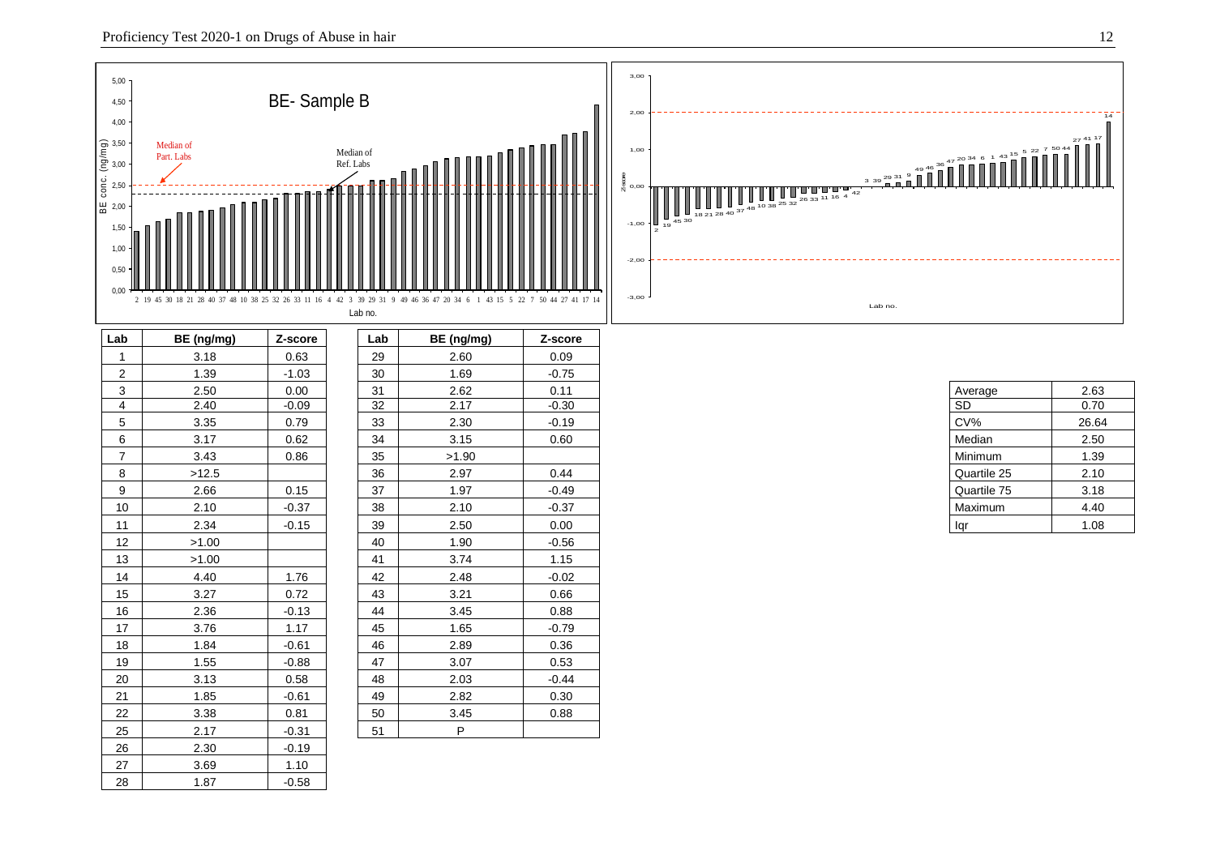BE- Sample B

| Lab | BE (ng/mg) | Z-score |
|---|---|---|
| 1 | 3.18 | 0.63 |
| 2 | 1.39 | -1.03 |
| 3 | 2.50 | 0.00 |
| 4 | 2.40 | -0.09 |
| 5 | 3.35 | 0.79 |
| 6 | 3.17 | 0.62 |
| 7 | 3.43 | 0.86 |
| 8 | >12.5 | |
| 9 | 2.66 | 0.15 |
| 10 | 2.10 | -0.37 |
| 11 | 2.34 | -0.15 |
| 12 | >1.00 | |
| 13 | >1.00 | |
| 14 | 4.40 | 1.76 |
| 15 | 3.27 | 0.72 |
| 16 | 2.36 | -0.13 |
| 17 | 3.76 | 1.17 |
| 18 | 1.84 | -0.61 |
| 19 | 1.55 | -0.88 |
| 20 | 3.13 | 0.58 |
| 21 | 1.85 | -0.61 |
| 22 | 3.38 | 0.81 |
| 25 | 2.17 | -0.31 |
| 26 | 2.30 | -0.19 |
| 27 | 3.69 | 1.10 |
| 28 | 1.87 | -0.58 |

| Lab | BE (ng/mg) | Z-score |
|---|---|---|
| 29 | 2.60 | 0.09 |
| 30 | 1.69 | -0.75 |
| 31 | 2.62 | 0.11 |
| 32 | 2.17 | -0.30 |
| 33 | 2.30 | -0.19 |
| 34 | 3.15 | 0.60 |
| 35 | >1.90 | |
| 36 | 2.97 | 0.44 |
| 37 | 1.97 | -0.49 |
| 38 | 2.10 | -0.37 |
| 39 | 2.50 | 0.00 |
| 40 | 1.90 | -0.56 |
| 41 | 3.74 | 1.15 |
| 42 | 2.48 | -0.02 |
| 43 | 3.21 | 0.66 |
| 44 | 3.45 | 0.88 |
| 45 | 1.65 | -0.79 |
| 46 | 2.89 | 0.36 |
| 47 | 3.07 | 0.53 |
| 48 | 2.03 | -0.44 |
| 49 | 2.82 | 0.30 |
| 50 | 3.45 | 0.88 |
| 51 | P | |

| | |
|---|---|
| Average | 2.63 |
| SD | 0.70 |
| CV% | 26.64 |
| Median | 2.50 |
| Minimum | 1.39 |
| Quartile 25 | 2.10 |
| Quartile 75 | 3.18 |
| Maximum | 4.40 |
| Iqr | 1.08 |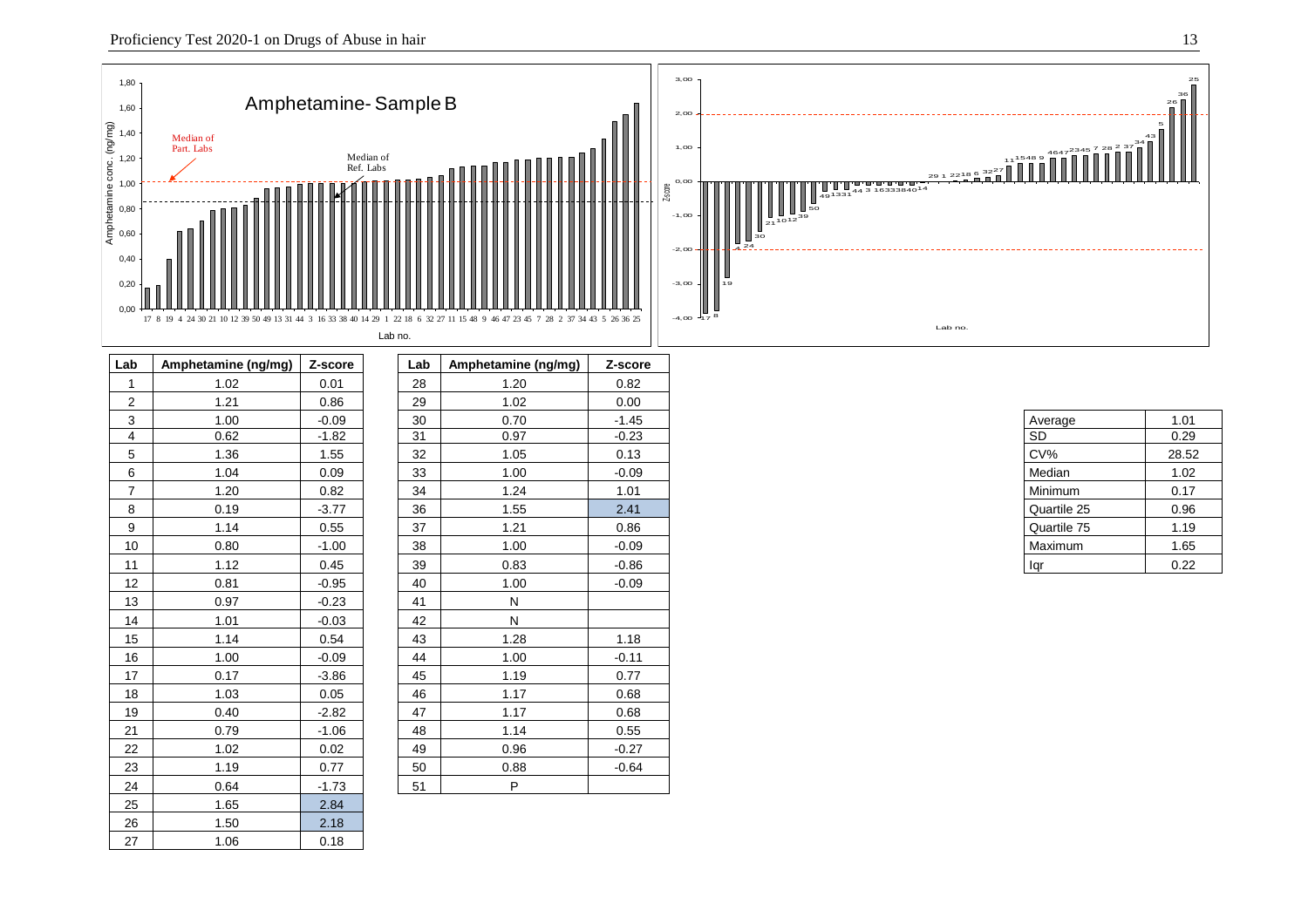Amphetamine- Sample B

| Lab | Amphetamine (ng/mg) | Z-score |
|---|---|---|
| 1 | 1.02 | 0.01 |
| 2 | 1.21 | 0.86 |
| 3 | 1.00 | -0.09 |
| 4 | 0.62 | -1.82 |
| 5 | 1.36 | 1.55 |
| 6 | 1.04 | 0.09 |
| 7 | 1.20 | 0.82 |
| 8 | 0.19 | -3.77 |
| 9 | 1.14 | 0.55 |
| 10 | 0.80 | -1.00 |
| 11 | 1.12 | 0.45 |
| 12 | 0.81 | -0.95 |
| 13 | 0.97 | -0.23 |
| 14 | 1.01 | -0.03 |
| 15 | 1.14 | 0.54 |
| 16 | 1.00 | -0.09 |
| 17 | 0.17 | -3.86 |
| 18 | 1.03 | 0.05 |
| 19 | 0.40 | -2.82 |
| 21 | 0.79 | -1.06 |
| 22 | 1.02 | 0.02 |
| 23 | 1.19 | 0.77 |
| 24 | 0.64 | -1.73 |
| 25 | 1.65 | 2.84 |
| 26 | 1.50 | 2.18 |
| 27 | 1.06 | 0.18 |

| Lab | Amphetamine (ng/mg) | Z-score |
|---|---|---|
| 28 | 1.20 | 0.82 |
| 29 | 1.02 | 0.00 |
| 30 | 0.70 | -1.45 |
| 31 | 0.97 | -0.23 |
| 32 | 1.05 | 0.13 |
| 33 | 1.00 | -0.09 |
| 34 | 1.24 | 1.01 |
| 36 | 1.55 | 2.41 |
| 37 | 1.21 | 0.86 |
| 38 | 1.00 | -0.09 |
| 39 | 0.83 | -0.86 |
| 40 | 1.00 | -0.09 |
| 41 | N | |
| 42 | N | |
| 43 | 1.28 | 1.18 |
| 44 | 1.00 | -0.11 |
| 45 | 1.19 | 0.77 |
| 46 | 1.17 | 0.68 |
| 47 | 1.17 | 0.68 |
| 48 | 1.14 | 0.55 |
| 49 | 0.96 | -0.27 |
| 50 | 0.88 | -0.64 |
| 51 | P | |

| | |
|---|---|
| Average | 1.01 |
| SD | 0.29 |
| CV% | 28.52 |
| Median | 1.02 |
| Minimum | 0.17 |
| Quartile 25 | 0.96 |
| Quartile 75 | 1.19 |
| Maximum | 1.65 |
| Iqr | 0.22 |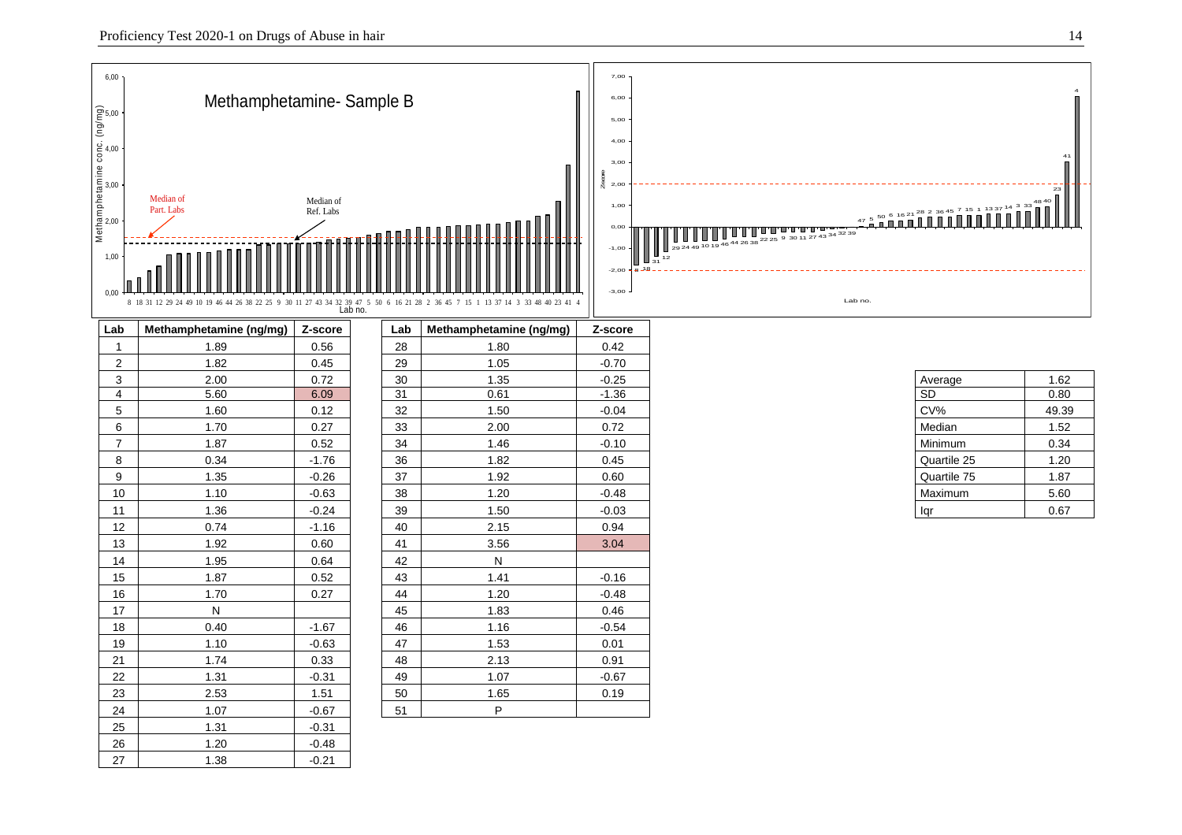Methamphetamine- Sample B

| Lab | Methamphetamine (ng/mg) | Z-score |
|---|---|---|
| 1 | 1.89 | 0.56 |
| 2 | 1.82 | 0.45 |
| 3 | 2.00 | 0.72 |
| 4 | 5.60 | 6.09 |
| 5 | 1.60 | 0.12 |
| 6 | 1.70 | 0.27 |
| 7 | 1.87 | 0.52 |
| 8 | 0.34 | -1.76 |
| 9 | 1.35 | -0.26 |
| 10 | 1.10 | -0.63 |
| 11 | 1.36 | -0.24 |
| 12 | 0.74 | -1.16 |
| 13 | 1.92 | 0.60 |
| 14 | 1.95 | 0.64 |
| 15 | 1.87 | 0.52 |
| 16 | 1.70 | 0.27 |
| 17 | N | |
| 18 | 0.40 | -1.67 |
| 19 | 1.10 | -0.63 |
| 21 | 1.74 | 0.33 |
| 22 | 1.31 | -0.31 |
| 23 | 2.53 | 1.51 |
| 24 | 1.07 | -0.67 |
| 25 | 1.31 | -0.31 |
| 26 | 1.20 | -0.48 |
| 27 | 1.38 | -0.21 |
| 28 | 1.80 | 0.42 |
| 29 | 1.05 | -0.70 |
| 30 | 1.35 | -0.25 |
| 31 | 0.61 | -1.36 |
| 32 | 1.50 | -0.04 |
| 33 | 2.00 | 0.72 |
| 34 | 1.46 | -0.10 |
| 36 | 1.82 | 0.45 |
| 37 | 1.92 | 0.60 |
| 38 | 1.20 | -0.48 |
| 39 | 1.50 | -0.03 |
| 40 | 2.15 | 0.94 |
| 41 | 3.56 | 3.04 |
| 42 | N | |
| 43 | 1.41 | -0.16 |
| 44 | 1.20 | -0.48 |
| 45 | 1.83 | 0.46 |
| 46 | 1.16 | -0.54 |
| 47 | 1.53 | 0.01 |
| 48 | 2.13 | 0.91 |
| 49 | 1.07 | -0.67 |
| 50 | 1.65 | 0.19 |
| 51 | P | |

| | |
|---|---|
| Average | 1.62 |
| SD | 0.80 |
| CV% | 49.39 |
| Median | 1.52 |
| Minimum | 0.34 |
| Quartile 25 | 1.20 |
| Quartile 75 | 1.87 |
| Maximum | 5.60 |
| Iqr | 0.67 |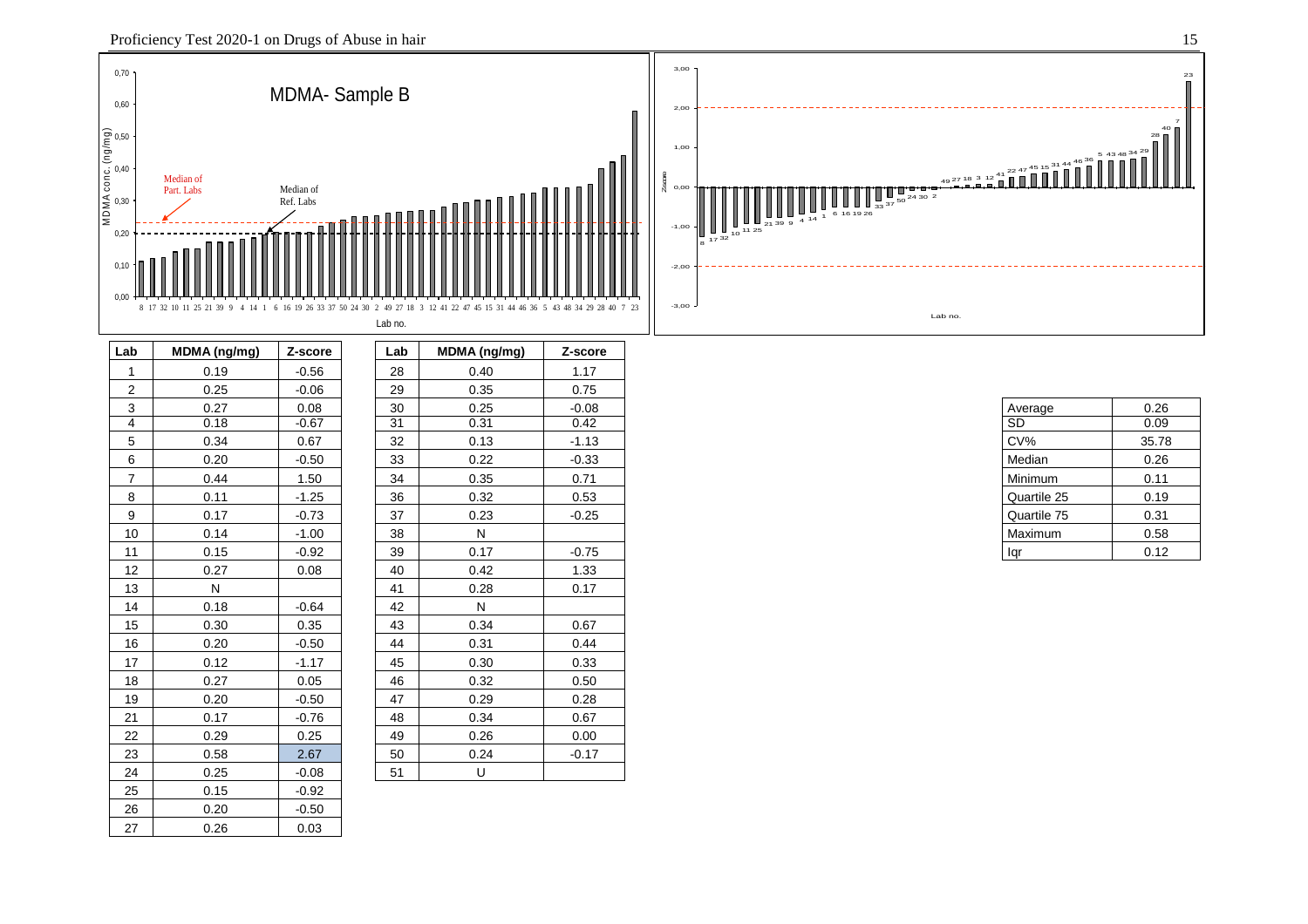MDMA- Sample B

| Lab | MDMA (ng/mg) | Z-score |
|---|---|---|
| 1 | 0.19 | -0.56 |
| 2 | 0.25 | -0.06 |
| 3 | 0.27 | 0.08 |
| 4 | 0.18 | -0.67 |
| 5 | 0.34 | 0.67 |
| 6 | 0.20 | -0.50 |
| 7 | 0.44 | 1.50 |
| 8 | 0.11 | -1.25 |
| 9 | 0.17 | -0.73 |
| 10 | 0.14 | -1.00 |
| 11 | 0.15 | -0.92 |
| 12 | 0.27 | 0.08 |
| 13 | N | |
| 14 | 0.18 | -0.64 |
| 15 | 0.30 | 0.35 |
| 16 | 0.20 | -0.50 |
| 17 | 0.12 | -1.17 |
| 18 | 0.27 | 0.05 |
| 19 | 0.20 | -0.50 |
| 21 | 0.17 | -0.76 |
| 22 | 0.29 | 0.25 |
| 23 | 0.58 | 2.67 |
| 24 | 0.25 | -0.08 |
| 25 | 0.15 | -0.92 |
| 26 | 0.20 | -0.50 |
| 27 | 0.26 | 0.03 |
| 28 | 0.40 | 1.17 |
| 29 | 0.35 | 0.75 |
| 30 | 0.25 | -0.08 |
| 31 | 0.31 | 0.42 |
| 32 | 0.13 | -1.13 |
| 33 | 0.22 | -0.33 |
| 34 | 0.35 | 0.71 |
| 36 | 0.32 | 0.53 |
| 37 | 0.23 | -0.25 |
| 38 | N | |
| 39 | 0.17 | -0.75 |
| 40 | 0.42 | 1.33 |
| 41 | 0.28 | 0.17 |
| 42 | N | |
| 43 | 0.34 | 0.67 |
| 44 | 0.31 | 0.44 |
| 45 | 0.30 | 0.33 |
| 46 | 0.32 | 0.50 |
| 47 | 0.29 | 0.28 |
| 48 | 0.34 | 0.67 |
| 49 | 0.26 | 0.00 |
| 50 | 0.24 | -0.17 |
| 51 | U | |

| | |
|---|---|
| Average | 0.26 |
| SD | 0.09 |
| CV% | 35.78 |
| Median | 0.26 |
| Minimum | 0.11 |
| Quartile 25 | 0.19 |
| Quartile 75 | 0.31 |
| Maximum | 0.58 |
| Iqr | 0.12 |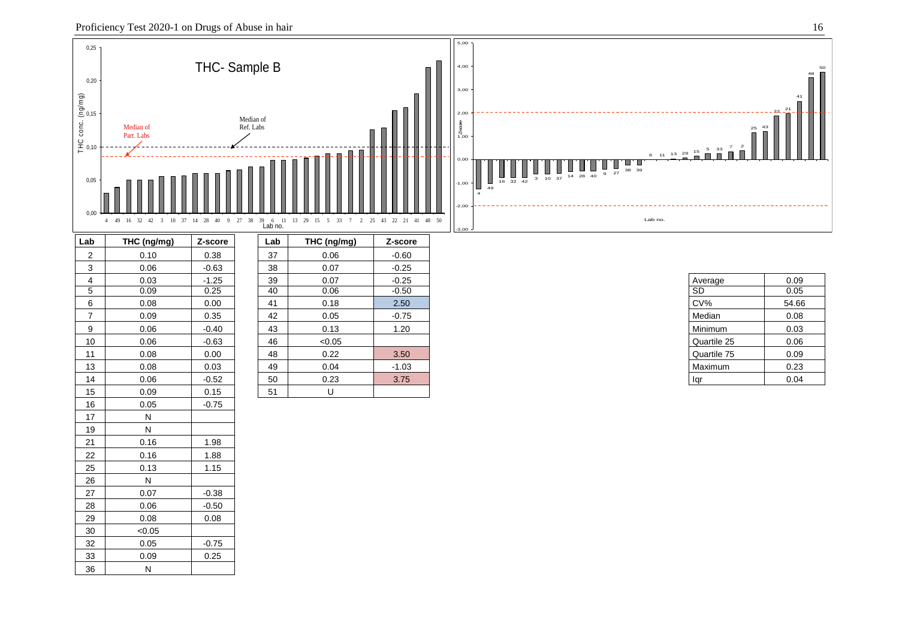THC- Sample B

| Lab | THC (ng/mg) | Z-score |
|---|---|---|
| 2 | 0.10 | 0.38 |
| 3 | 0.06 | -0.63 |
| 4 | 0.03 | -1.25 |
| 5 | 0.09 | 0.25 |
| 6 | 0.08 | 0.00 |
| 7 | 0.09 | 0.35 |
| 9 | 0.06 | -0.40 |
| 10 | 0.06 | -0.63 |
| 11 | 0.08 | 0.00 |
| 13 | 0.08 | 0.03 |
| 14 | 0.06 | -0.52 |
| 15 | 0.09 | 0.15 |
| 16 | 0.05 | -0.75 |
| 17 | N | |
| 19 | N | |
| 21 | 0.16 | 1.98 |
| 22 | 0.16 | 1.88 |
| 25 | 0.13 | 1.15 |
| 26 | N | |
| 27 | 0.07 | -0.38 |
| 28 | 0.06 | -0.50 |
| 29 | 0.08 | 0.08 |
| 30 | <0.05 | |
| 32 | 0.05 | -0.75 |
| 33 | 0.09 | 0.25 |
| 36 | N | |
| 37 | 0.06 | -0.60 |
| 38 | 0.07 | -0.25 |
| 39 | 0.07 | -0.25 |
| 40 | 0.06 | -0.50 |
| 41 | 0.18 | 2.50 |
| 42 | 0.05 | -0.75 |
| 43 | 0.13 | 1.20 |
| 46 | <0.05 | |
| 48 | 0.22 | 3.50 |
| 49 | 0.04 | -1.03 |
| 50 | 0.23 | 3.75 |
| 51 | U | |

| | |
|---|---|
| Average | 0.09 |
| SD | 0.05 |
| CV% | 54.66 |
| Median | 0.08 |
| Minimum | 0.03 |
| Quartile 25 | 0.06 |
| Quartile 75 | 0.09 |
| Maximum | 0.23 |
| Iqr | 0.04 |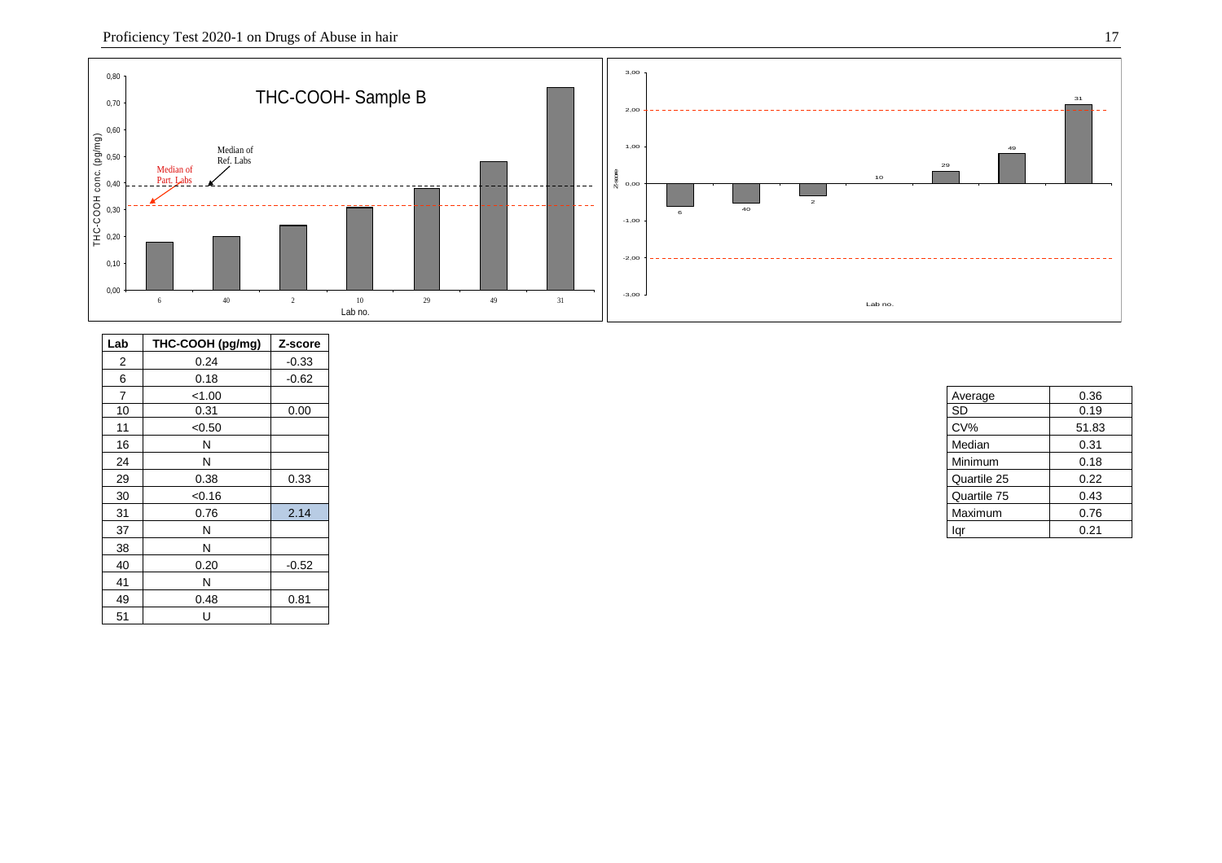THC-COOH- Sample B

| Lab | THC-COOH (pg/mg) | Z-score |
|---|---|---|
| 2 | 0.24 | -0.33 |
| 6 | 0.18 | -0.62 |
| 7 | <1.00 | |
| 10 | 0.31 | 0.00 |
| 11 | <0.50 | |
| 16 | N | |
| 24 | N | |
| 29 | 0.38 | 0.33 |
| 30 | <0.16 | |
| 31 | 0.76 | 2.14 |
| 37 | N | |
| 38 | N | |
| 40 | 0.20 | -0.52 |
| 41 | N | |
| 49 | 0.48 | 0.81 |
| 51 | U | |

| | |
|---|---|
| Average | 0.36 |
| SD | 0.19 |
| CV% | 51.83 |
| Median | 0.31 |
| Minimum | 0.18 |
| Quartile 25 | 0.22 |
| Quartile 75 | 0.43 |
| Maximum | 0.76 |
| Iqr | 0.21 |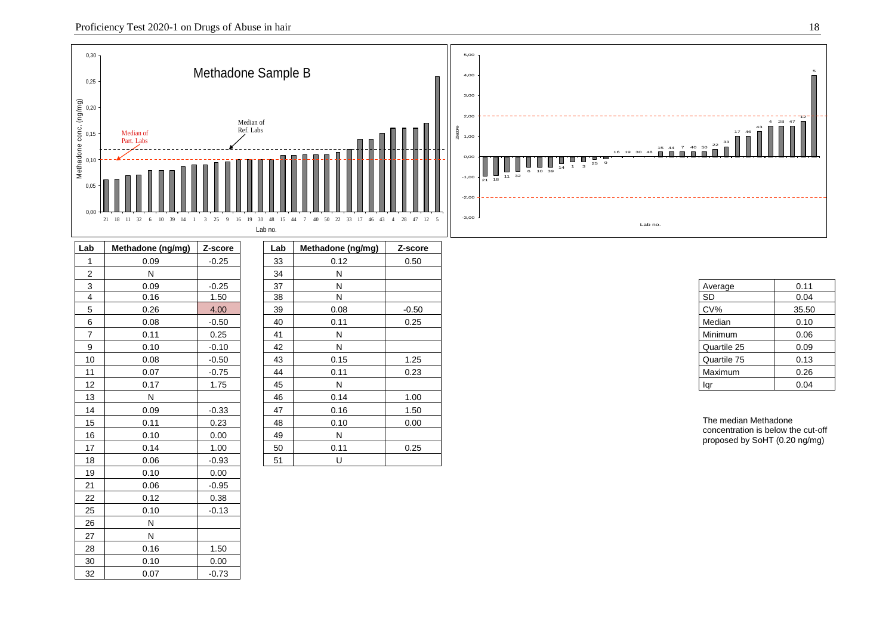Methadone Sample B

| Lab | Methadone (ng/mg) | Z-score |
|---|---|---|
| 1 | 0.09 | -0.25 |
| 2 | N | |
| 3 | 0.09 | -0.25 |
| 4 | 0.16 | 1.50 |
| 5 | 0.26 | 4.00 |
| 6 | 0.08 | -0.50 |
| 7 | 0.11 | 0.25 |
| 9 | 0.10 | -0.10 |
| 10 | 0.08 | -0.50 |
| 11 | 0.07 | -0.75 |
| 12 | 0.17 | 1.75 |
| 13 | N | |
| 14 | 0.09 | -0.33 |
| 15 | 0.11 | 0.23 |
| 16 | 0.10 | 0.00 |
| 17 | 0.14 | 1.00 |
| 18 | 0.06 | -0.93 |
| 19 | 0.10 | 0.00 |
| 21 | 0.06 | -0.95 |
| 22 | 0.12 | 0.38 |
| 25 | 0.10 | -0.13 |
| 26 | N | |
| 27 | N | |
| 28 | 0.16 | 1.50 |
| 30 | 0.10 | 0.00 |
| 32 | 0.07 | -0.73 |
| 33 | 0.12 | 0.50 |
| 34 | N | |
| 37 | N | |
| 38 | N | |
| 39 | 0.08 | -0.50 |
| 40 | 0.11 | 0.25 |
| 41 | N | |
| 42 | N | |
| 43 | 0.15 | 1.25 |
| 44 | 0.11 | 0.23 |
| 45 | N | |
| 46 | 0.14 | 1.00 |
| 47 | 0.16 | 1.50 |
| 48 | 0.10 | 0.00 |
| 49 | N | |
| 50 | 0.11 | 0.25 |
| 51 | U | |

| | |
|---|---|
| Average | 0.11 |
| SD | 0.04 |
| CV% | 35.50 |
| Median | 0.10 |
| Minimum | 0.06 |
| Quartile 25 | 0.09 |
| Quartile 75 | 0.13 |
| Maximum | 0.26 |
| Iqr | 0.04 |

The median Methadone concentration is below the cut-off proposed by SoHT (0.20 ng/mg)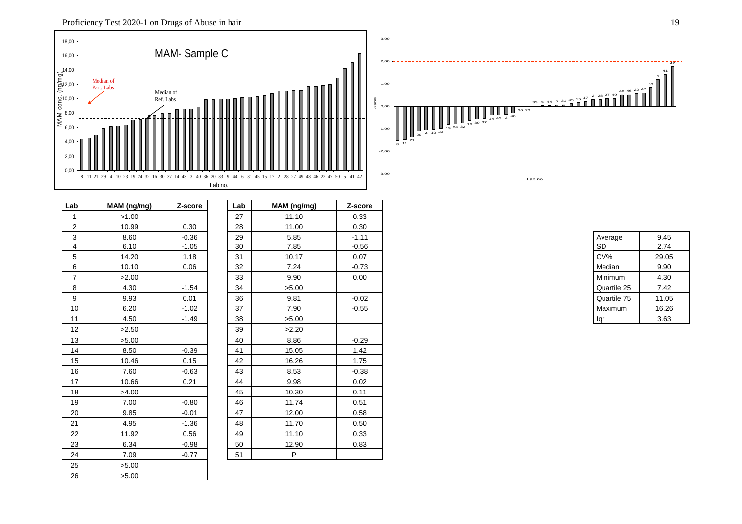MAM- Sample C

| Lab | MAM (ng/mg) | Z-score |
|---|---|---|
| 1 | >1.00 | |
| 2 | 10.99 | 0.30 |
| 3 | 8.60 | -0.36 |
| 4 | 6.10 | -1.05 |
| 5 | 14.20 | 1.18 |
| 6 | 10.10 | 0.06 |
| 7 | >2.00 | |
| 8 | 4.30 | -1.54 |
| 9 | 9.93 | 0.01 |
| 10 | 6.20 | -1.02 |
| 11 | 4.50 | -1.49 |
| 12 | >2.50 | |
| 13 | >5.00 | |
| 14 | 8.50 | -0.39 |
| 15 | 10.46 | 0.15 |
| 16 | 7.60 | -0.63 |
| 17 | 10.66 | 0.21 |
| 18 | >4.00 | |
| 19 | 7.00 | -0.80 |
| 20 | 9.85 | -0.01 |
| 21 | 4.95 | -1.36 |
| 22 | 11.92 | 0.56 |
| 23 | 6.34 | -0.98 |
| 24 | 7.09 | -0.77 |
| 25 | >5.00 | |
| 26 | >5.00 | |

| Lab | MAM (ng/mg) | Z-score |
|---|---|---|
| 27 | 11.10 | 0.33 |
| 28 | 11.00 | 0.30 |
| 29 | 5.85 | -1.11 |
| 30 | 7.85 | -0.56 |
| 31 | 10.17 | 0.07 |
| 32 | 7.24 | -0.73 |
| 33 | 9.90 | 0.00 |
| 34 | >5.00 | |
| 36 | 9.81 | -0.02 |
| 37 | 7.90 | -0.55 |
| 38 | >5.00 | |
| 39 | >2.20 | |
| 40 | 8.86 | -0.29 |
| 41 | 15.05 | 1.42 |
| 42 | 16.26 | 1.75 |
| 43 | 8.53 | -0.38 |
| 44 | 9.98 | 0.02 |
| 45 | 10.30 | 0.11 |
| 46 | 11.74 | 0.51 |
| 47 | 12.00 | 0.58 |
| 48 | 11.70 | 0.50 |
| 49 | 11.10 | 0.33 |
| 50 | 12.90 | 0.83 |
| 51 | P | |

| | |
|---|---|
| Average | 9.45 |
| SD | 2.74 |
| CV% | 29.05 |
| Median | 9.90 |
| Minimum | 4.30 |
| Quartile 25 | 7.42 |
| Quartile 75 | 11.05 |
| Maximum | 16.26 |
| Iqr | 3.63 |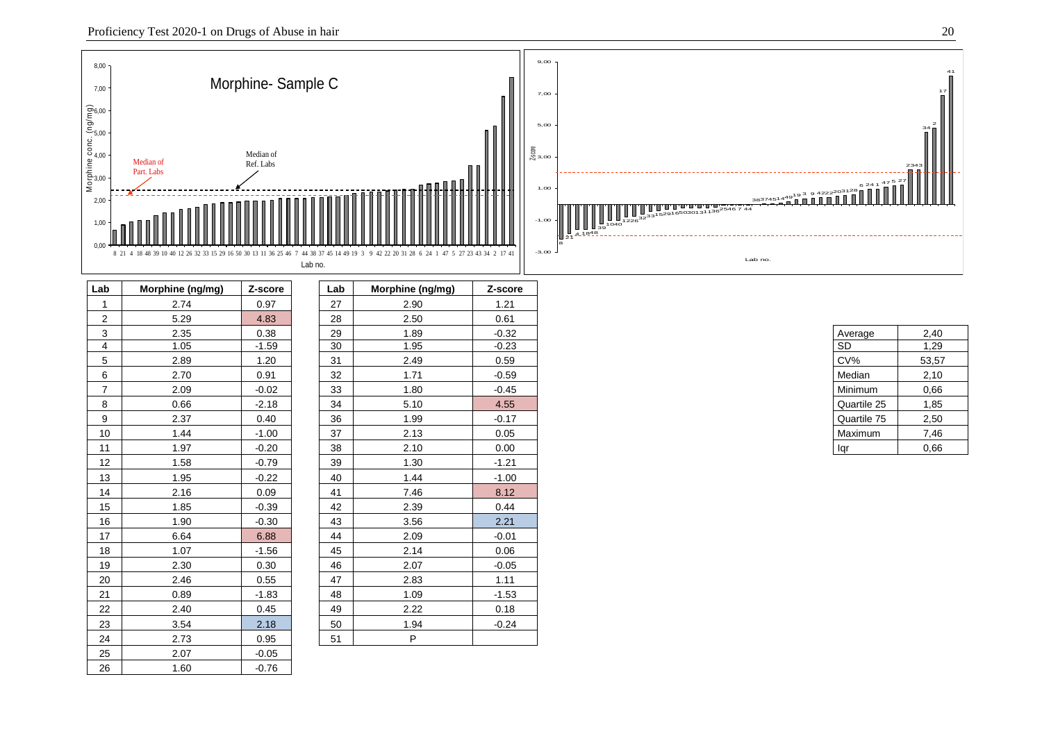Morphine- Sample C

| Lab | Morphine (ng/mg) | Z-score |
|---|---|---|
| 1 | 2.74 | 0.97 |
| 2 | 5.29 | 4.83 |
| 3 | 2.35 | 0.38 |
| 4 | 1.05 | -1.59 |
| 5 | 2.89 | 1.20 |
| 6 | 2.70 | 0.91 |
| 7 | 2.09 | -0.02 |
| 8 | 0.66 | -2.18 |
| 9 | 2.37 | 0.40 |
| 10 | 1.44 | -1.00 |
| 11 | 1.97 | -0.20 |
| 12 | 1.58 | -0.79 |
| 13 | 1.95 | -0.22 |
| 14 | 2.16 | 0.09 |
| 15 | 1.85 | -0.39 |
| 16 | 1.90 | -0.30 |
| 17 | 6.64 | 6.88 |
| 18 | 1.07 | -1.56 |
| 19 | 2.30 | 0.30 |
| 20 | 2.46 | 0.55 |
| 21 | 0.89 | -1.83 |
| 22 | 2.40 | 0.45 |
| 23 | 3.54 | 2.18 |
| 24 | 2.73 | 0.95 |
| 25 | 2.07 | -0.05 |
| 26 | 1.60 | -0.76 |
| 27 | 2.90 | 1.21 |
| 28 | 2.50 | 0.61 |
| 29 | 1.89 | -0.32 |
| 30 | 1.95 | -0.23 |
| 31 | 2.49 | 0.59 |
| 32 | 1.71 | -0.59 |
| 33 | 1.80 | -0.45 |
| 34 | 5.10 | 4.55 |
| 36 | 1.99 | -0.17 |
| 37 | 2.13 | 0.05 |
| 38 | 2.10 | 0.00 |
| 39 | 1.30 | -1.21 |
| 40 | 1.44 | -1.00 |
| 41 | 7.46 | 8.12 |
| 42 | 2.39 | 0.44 |
| 43 | 3.56 | 2.21 |
| 44 | 2.09 | -0.01 |
| 45 | 2.14 | 0.06 |
| 46 | 2.07 | -0.05 |
| 47 | 2.83 | 1.11 |
| 48 | 1.09 | -1.53 |
| 49 | 2.22 | 0.18 |
| 50 | 1.94 | -0.24 |
| 51 | P | |

| | |
|---|---|
| Average | 2,40 |
| SD | 1,29 |
| CV% | 53,57 |
| Median | 2,10 |
| Minimum | 0,66 |
| Quartile 25 | 1,85 |
| Quartile 75 | 2,50 |
| Maximum | 7,46 |
| Iqr | 0,66 |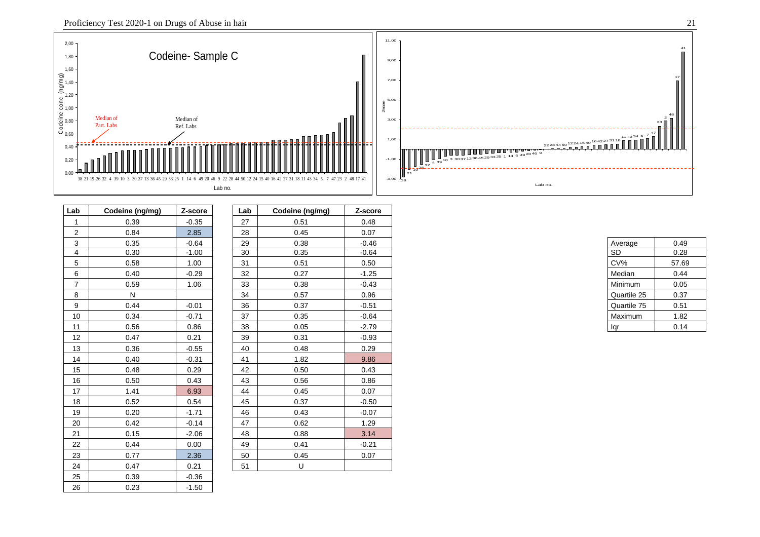## Codeine- Sample C

Median of Part. Labs

Median of Ref. Labs

Codeine conc. (ng/mg)

Lab no.

| Lab | Codeine (ng/mg) | Z-score |
|---|---|---|
| 1 | 0.39 | -0.35 |
| 2 | 0.84 | 2.85 |
| 3 | 0.35 | -0.64 |
| 4 | 0.30 | -1.00 |
| 5 | 0.58 | 1.00 |
| 6 | 0.40 | -0.29 |
| 7 | 0.59 | 1.06 |
| 8 | N | |
| 9 | 0.44 | -0.01 |
| 10 | 0.34 | -0.71 |
| 11 | 0.56 | 0.86 |
| 12 | 0.47 | 0.21 |
| 13 | 0.36 | -0.55 |
| 14 | 0.40 | -0.31 |
| 15 | 0.48 | 0.29 |
| 16 | 0.50 | 0.43 |
| 17 | 1.41 | 6.93 |
| 18 | 0.52 | 0.54 |
| 19 | 0.20 | -1.71 |
| 20 | 0.42 | -0.14 |
| 21 | 0.15 | -2.06 |
| 22 | 0.44 | 0.00 |
| 23 | 0.77 | 2.36 |
| 24 | 0.47 | 0.21 |
| 25 | 0.39 | -0.36 |
| 26 | 0.23 | -1.50 |
| 27 | 0.51 | 0.48 |
| 28 | 0.45 | 0.07 |
| 29 | 0.38 | -0.46 |
| 30 | 0.35 | -0.64 |
| 31 | 0.51 | 0.50 |
| 32 | 0.27 | -1.25 |
| 33 | 0.38 | -0.43 |
| 34 | 0.57 | 0.96 |
| 36 | 0.37 | -0.51 |
| 37 | 0.35 | -0.64 |
| 38 | 0.05 | -2.79 |
| 39 | 0.31 | -0.93 |
| 40 | 0.48 | 0.29 |
| 41 | 1.82 | 9.86 |
| 42 | 0.50 | 0.43 |
| 43 | 0.56 | 0.86 |
| 44 | 0.45 | 0.07 |
| 45 | 0.37 | -0.50 |
| 46 | 0.43 | -0.07 |
| 47 | 0.62 | 1.29 |
| 48 | 0.88 | 3.14 |
| 49 | 0.41 | -0.21 |
| 50 | 0.45 | 0.07 |
| 51 | U | |

| | |
|---|---|
| Average | 0.49 |
| SD | 0.28 |
| CV% | 57.69 |
| Median | 0.44 |
| Minimum | 0.05 |
| Quartile 25 | 0.37 |
| Quartile 75 | 0.51 |
| Maximum | 1.82 |
| Iqr | 0.14 |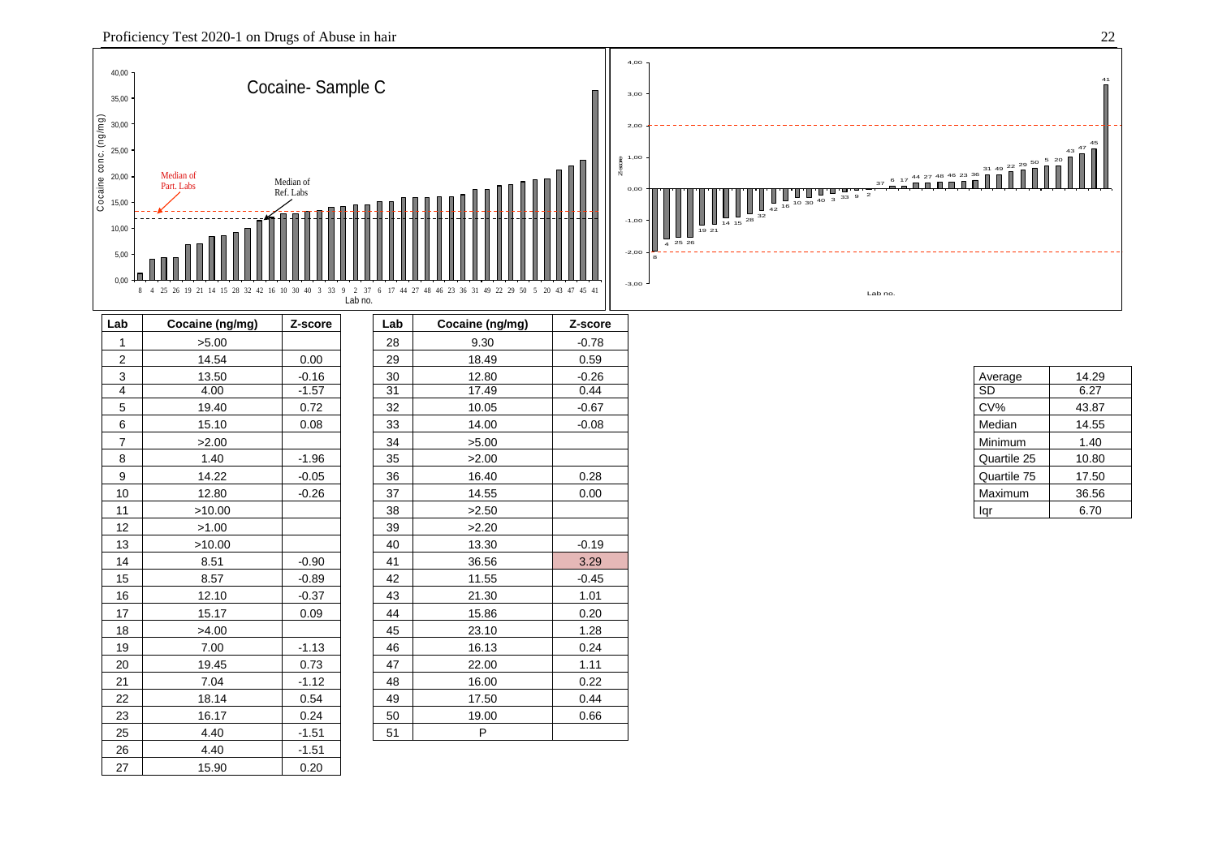Cocaine- Sample C

| Lab | Cocaine (ng/mg) | Z-score |
|---|---|---|
| 1 | >5.00 | |
| 2 | 14.54 | 0.00 |
| 3 | 13.50 | -0.16 |
| 4 | 4.00 | -1.57 |
| 5 | 19.40 | 0.72 |
| 6 | 15.10 | 0.08 |
| 7 | >2.00 | |
| 8 | 1.40 | -1.96 |
| 9 | 14.22 | -0.05 |
| 10 | 12.80 | -0.26 |
| 11 | >10.00 | |
| 12 | >1.00 | |
| 13 | >10.00 | |
| 14 | 8.51 | -0.90 |
| 15 | 8.57 | -0.89 |
| 16 | 12.10 | -0.37 |
| 17 | 15.17 | 0.09 |
| 18 | >4.00 | |
| 19 | 7.00 | -1.13 |
| 20 | 19.45 | 0.73 |
| 21 | 7.04 | -1.12 |
| 22 | 18.14 | 0.54 |
| 23 | 16.17 | 0.24 |
| 25 | 4.40 | -1.51 |
| 26 | 4.40 | -1.51 |
| 27 | 15.90 | 0.20 |
| 28 | 9.30 | -0.78 |
| 29 | 18.49 | 0.59 |
| 30 | 12.80 | -0.26 |
| 31 | 17.49 | 0.44 |
| 32 | 10.05 | -0.67 |
| 33 | 14.00 | -0.08 |
| 34 | >5.00 | |
| 35 | >2.00 | |
| 36 | 16.40 | 0.28 |
| 37 | 14.55 | 0.00 |
| 38 | >2.50 | |
| 39 | >2.20 | |
| 40 | 13.30 | -0.19 |
| 41 | 36.56 | 3.29 |
| 42 | 11.55 | -0.45 |
| 43 | 21.30 | 1.01 |
| 44 | 15.86 | 0.20 |
| 45 | 23.10 | 1.28 |
| 46 | 16.13 | 0.24 |
| 47 | 22.00 | 1.11 |
| 48 | 16.00 | 0.22 |
| 49 | 17.50 | 0.44 |
| 50 | 19.00 | 0.66 |
| 51 | P | |

| | |
|---|---|
| Average | 14.29 |
| SD | 6.27 |
| CV% | 43.87 |
| Median | 14.55 |
| Minimum | 1.40 |
| Quartile 25 | 10.80 |
| Quartile 75 | 17.50 |
| Maximum | 36.56 |
| Iqr | 6.70 |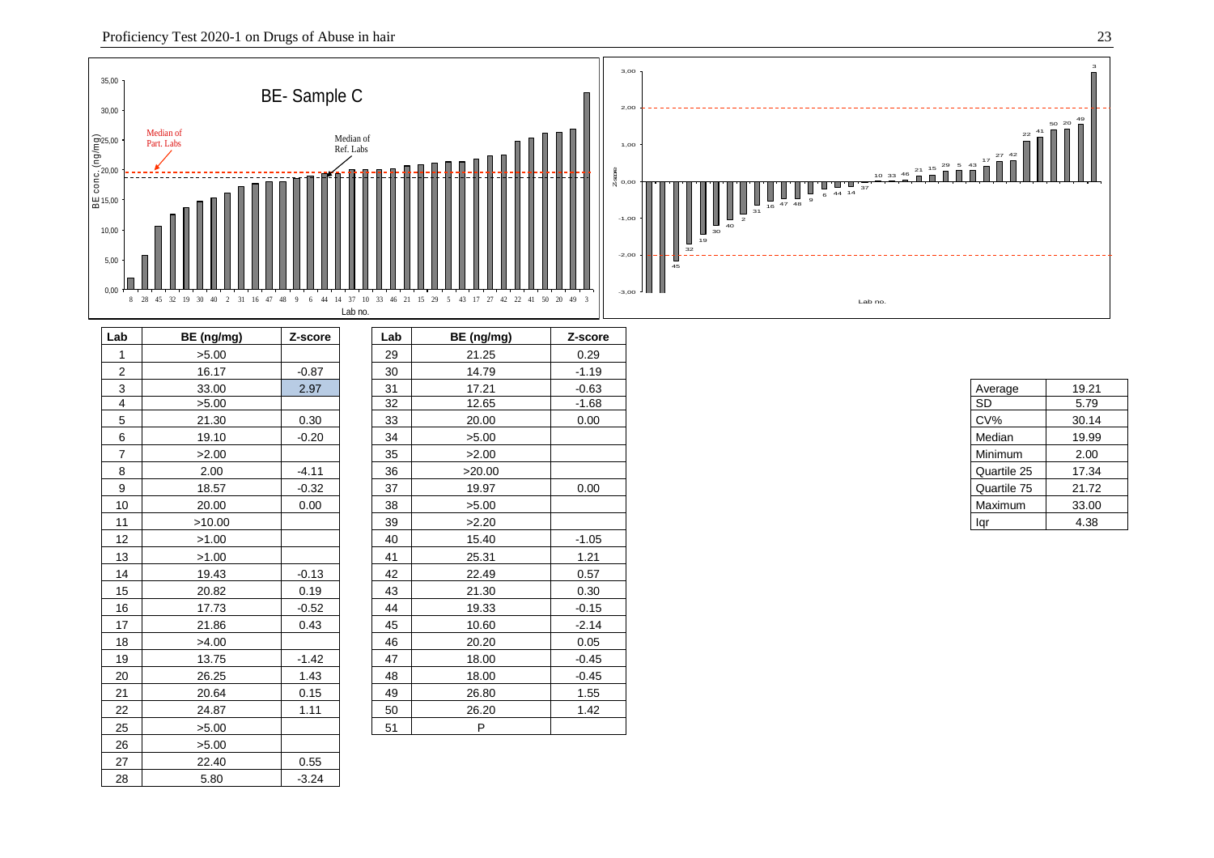BE- Sample C

| Lab | BE (ng/mg) | Z-score |
|---|---|---|
| 1 | >5.00 | |
| 2 | 16.17 | -0.87 |
| 3 | 33.00 | 2.97 |
| 4 | >5.00 | |
| 5 | 21.30 | 0.30 |
| 6 | 19.10 | -0.20 |
| 7 | >2.00 | |
| 8 | 2.00 | -4.11 |
| 9 | 18.57 | -0.32 |
| 10 | 20.00 | 0.00 |
| 11 | >10.00 | |
| 12 | >1.00 | |
| 13 | >1.00 | |
| 14 | 19.43 | -0.13 |
| 15 | 20.82 | 0.19 |
| 16 | 17.73 | -0.52 |
| 17 | 21.86 | 0.43 |
| 18 | >4.00 | |
| 19 | 13.75 | -1.42 |
| 20 | 26.25 | 1.43 |
| 21 | 20.64 | 0.15 |
| 22 | 24.87 | 1.11 |
| 25 | >5.00 | |
| 26 | >5.00 | |
| 27 | 22.40 | 0.55 |
| 28 | 5.80 | -3.24 |
| 29 | 21.25 | 0.29 |
| 30 | 14.79 | -1.19 |
| 31 | 17.21 | -0.63 |
| 32 | 12.65 | -1.68 |
| 33 | 20.00 | 0.00 |
| 34 | >5.00 | |
| 35 | >2.00 | |
| 36 | >20.00 | |
| 37 | 19.97 | 0.00 |
| 38 | >5.00 | |
| 39 | >2.20 | |
| 40 | 15.40 | -1.05 |
| 41 | 25.31 | 1.21 |
| 42 | 22.49 | 0.57 |
| 43 | 21.30 | 0.30 |
| 44 | 19.33 | -0.15 |
| 45 | 10.60 | -2.14 |
| 46 | 20.20 | 0.05 |
| 47 | 18.00 | -0.45 |
| 48 | 18.00 | -0.45 |
| 49 | 26.80 | 1.55 |
| 50 | 26.20 | 1.42 |
| 51 | P | |

| | |
|---|---|
| Average | 19.21 |
| SD | 5.79 |
| CV% | 30.14 |
| Median | 19.99 |
| Minimum | 2.00 |
| Quartile 25 | 17.34 |
| Quartile 75 | 21.72 |
| Maximum | 33.00 |
| Iqr | 4.38 |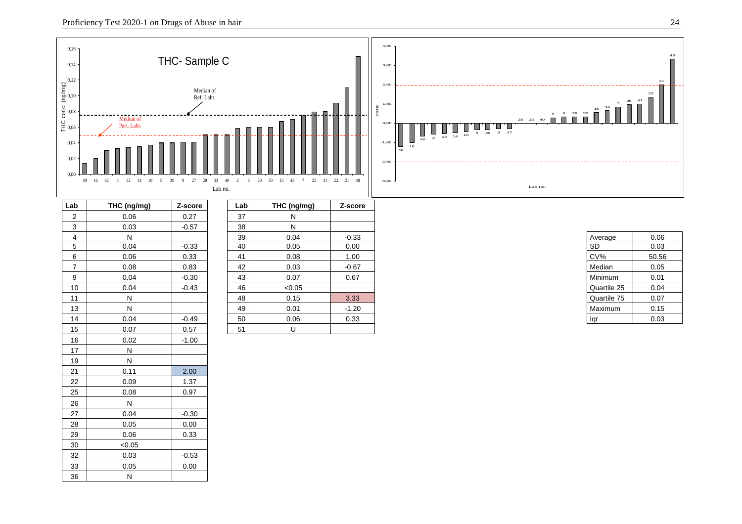THC- Sample C

| Lab | THC (ng/mg) | Z-score |
|---|---|---|
| 2 | 0.06 | 0.27 |
| 3 | 0.03 | -0.57 |
| 4 | N | |
| 5 | 0.04 | -0.33 |
| 6 | 0.06 | 0.33 |
| 7 | 0.08 | 0.83 |
| 9 | 0.04 | -0.30 |
| 10 | 0.04 | -0.43 |
| 11 | N | |
| 13 | N | |
| 14 | 0.04 | -0.49 |
| 15 | 0.07 | 0.57 |
| 16 | 0.02 | -1.00 |
| 17 | N | |
| 19 | N | |
| 21 | 0.11 | 2.00 |
| 22 | 0.09 | 1.37 |
| 25 | 0.08 | 0.97 |
| 26 | N | |
| 27 | 0.04 | -0.30 |
| 28 | 0.05 | 0.00 |
| 29 | 0.06 | 0.33 |
| 30 | <0.05 | |
| 32 | 0.03 | -0.53 |
| 33 | 0.05 | 0.00 |
| 36 | N | |
| 37 | N | |
| 38 | N | |
| 39 | 0.04 | -0.33 |
| 40 | 0.05 | 0.00 |
| 41 | 0.08 | 1.00 |
| 42 | 0.03 | -0.67 |
| 43 | 0.07 | 0.67 |
| 46 | <0.05 | |
| 48 | 0.15 | 3.33 |
| 49 | 0.01 | -1.20 |
| 50 | 0.06 | 0.33 |
| 51 | U | |

| Statistic | Value |
|---|---|
| Average | 0.06 |
| SD | 0.03 |
| CV% | 50.56 |
| Median | 0.05 |
| Minimum | 0.01 |
| Quartile 25 | 0.04 |
| Quartile 75 | 0.07 |
| Maximum | 0.15 |
| Iqr | 0.03 |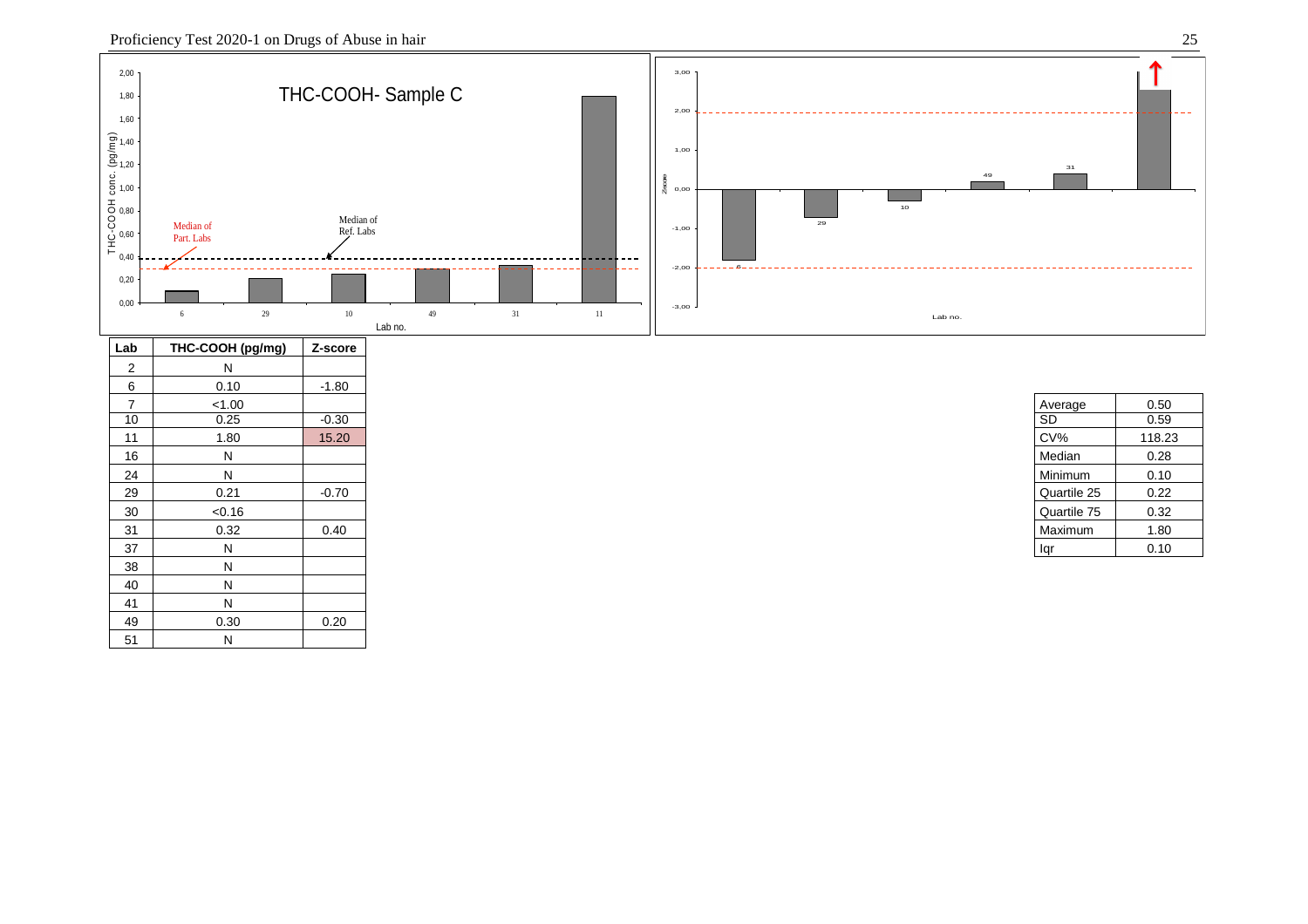THC-COOH- Sample C

| Lab | THC-COOH (pg/mg) | Z-score |
| --- | --- | --- |
| 2 | N | |
| 6 | 0.10 | -1.80 |
| 7 | <1.00 | |
| 10 | 0.25 | -0.30 |
| 11 | 1.80 | 15.20 |
| 16 | N | |
| 24 | N | |
| 29 | 0.21 | -0.70 |
| 30 | <0.16 | |
| 31 | 0.32 | 0.40 |
| 37 | N | |
| 38 | N | |
| 40 | N | |
| 41 | N | |
| 49 | 0.30 | 0.20 |
| 51 | N | |

| | |
| --- | --- |
| Average | 0.50 |
| SD | 0.59 |
| CV% | 118.23 |
| Median | 0.28 |
| Minimum | 0.10 |
| Quartile 25 | 0.22 |
| Quartile 75 | 0.32 |
| Maximum | 1.80 |
| Iqr | 0.10 |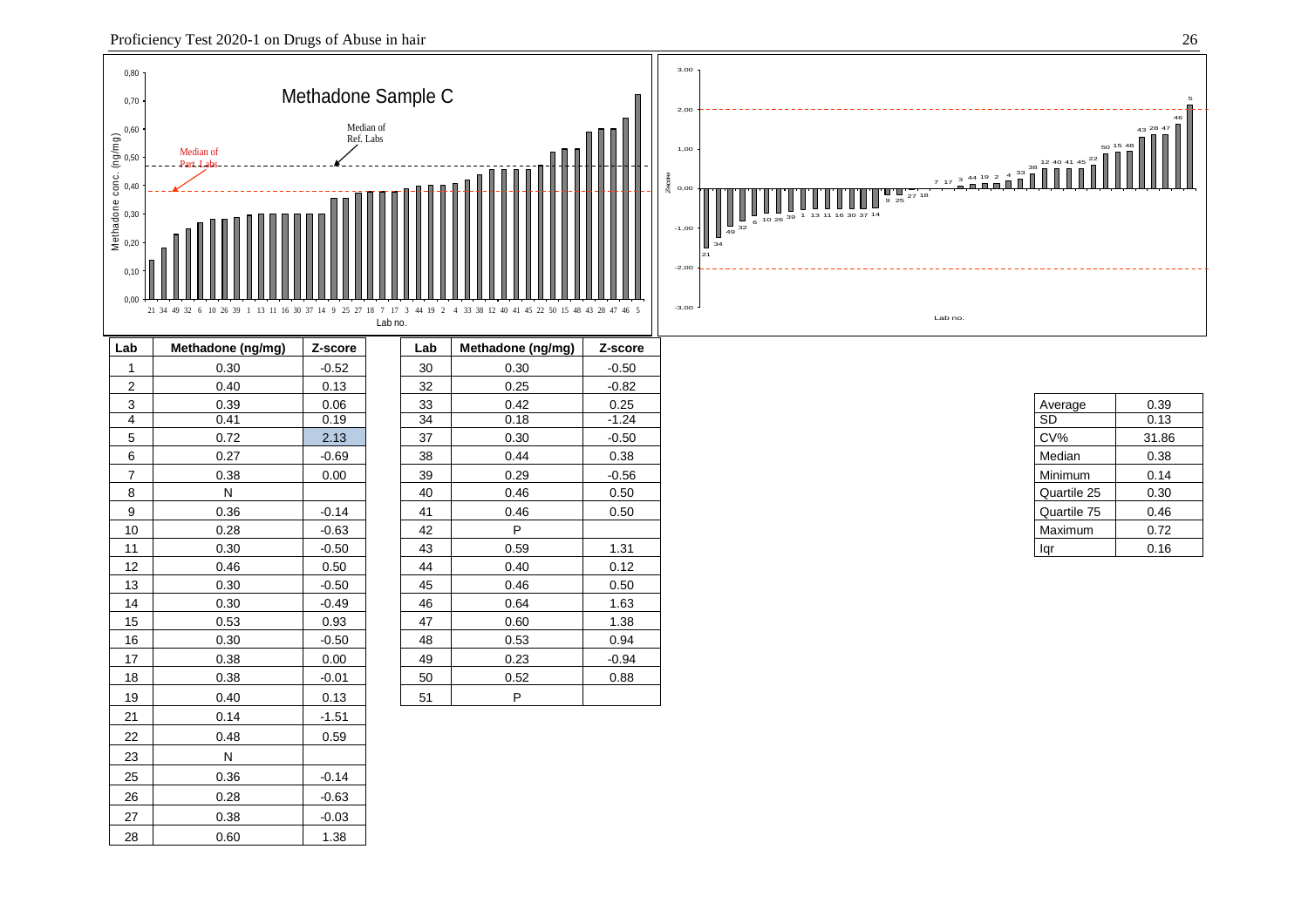Methadone Sample C

Methadone conc. (ng/mg)

0,80
0,70
0,60
0,50
0,40
0,30
0,20
0,10
0,00

Median of Ref. Labs

Median of Part. Labs

21 34 49 32 6 10 26 39 1 13 11 16 30 37 14 9 25 27 18 7 17 3 44 19 2 4 33 38 12 40 41 45 22 50 15 48 43 28 47 46 5

Lab no.

Z-score

3,00
2,00
1,00
0,00
-1,00
-2,00
-3,00

21 34 49 32 6 10 26 39 1 13 11 16 30 37 14 9 25 27 18 7 17 3 44 19 2 4 33 38 12 40 41 45 22 50 15 48 43 28 47 46 5

Lab no.

| Lab | Methadone (ng/mg) | Z-score |
|---|---|---|
| 1 | 0.30 | -0.52 |
| 2 | 0.40 | 0.13 |
| 3 | 0.39 | 0.06 |
| 4 | 0.41 | 0.19 |
| 5 | 0.72 | 2.13 |
| 6 | 0.27 | -0.69 |
| 7 | 0.38 | 0.00 |
| 8 | N | |
| 9 | 0.36 | -0.14 |
| 10 | 0.28 | -0.63 |
| 11 | 0.30 | -0.50 |
| 12 | 0.46 | 0.50 |
| 13 | 0.30 | -0.50 |
| 14 | 0.30 | -0.49 |
| 15 | 0.53 | 0.93 |
| 16 | 0.30 | -0.50 |
| 17 | 0.38 | 0.00 |
| 18 | 0.38 | -0.01 |
| 19 | 0.40 | 0.13 |
| 21 | 0.14 | -1.51 |
| 22 | 0.48 | 0.59 |
| 23 | N | |
| 25 | 0.36 | -0.14 |
| 26 | 0.28 | -0.63 |
| 27 | 0.38 | -0.03 |
| 28 | 0.60 | 1.38 |

| Lab | Methadone (ng/mg) | Z-score |
|---|---|---|
| 30 | 0.30 | -0.50 |
| 32 | 0.25 | -0.82 |
| 33 | 0.42 | 0.25 |
| 34 | 0.18 | -1.24 |
| 37 | 0.30 | -0.50 |
| 38 | 0.44 | 0.38 |
| 39 | 0.29 | -0.56 |
| 40 | 0.46 | 0.50 |
| 41 | 0.46 | 0.50 |
| 42 | P | |
| 43 | 0.59 | 1.31 |
| 44 | 0.40 | 0.12 |
| 45 | 0.46 | 0.50 |
| 46 | 0.64 | 1.63 |
| 47 | 0.60 | 1.38 |
| 48 | 0.53 | 0.94 |
| 49 | 0.23 | -0.94 |
| 50 | 0.52 | 0.88 |
| 51 | P | |

| | |
|---|---|
| Average | 0.39 |
| SD | 0.13 |
| CV% | 31.86 |
| Median | 0.38 |
| Minimum | 0.14 |
| Quartile 25 | 0.30 |
| Quartile 75 | 0.46 |
| Maximum | 0.72 |
| Iqr | 0.16 |